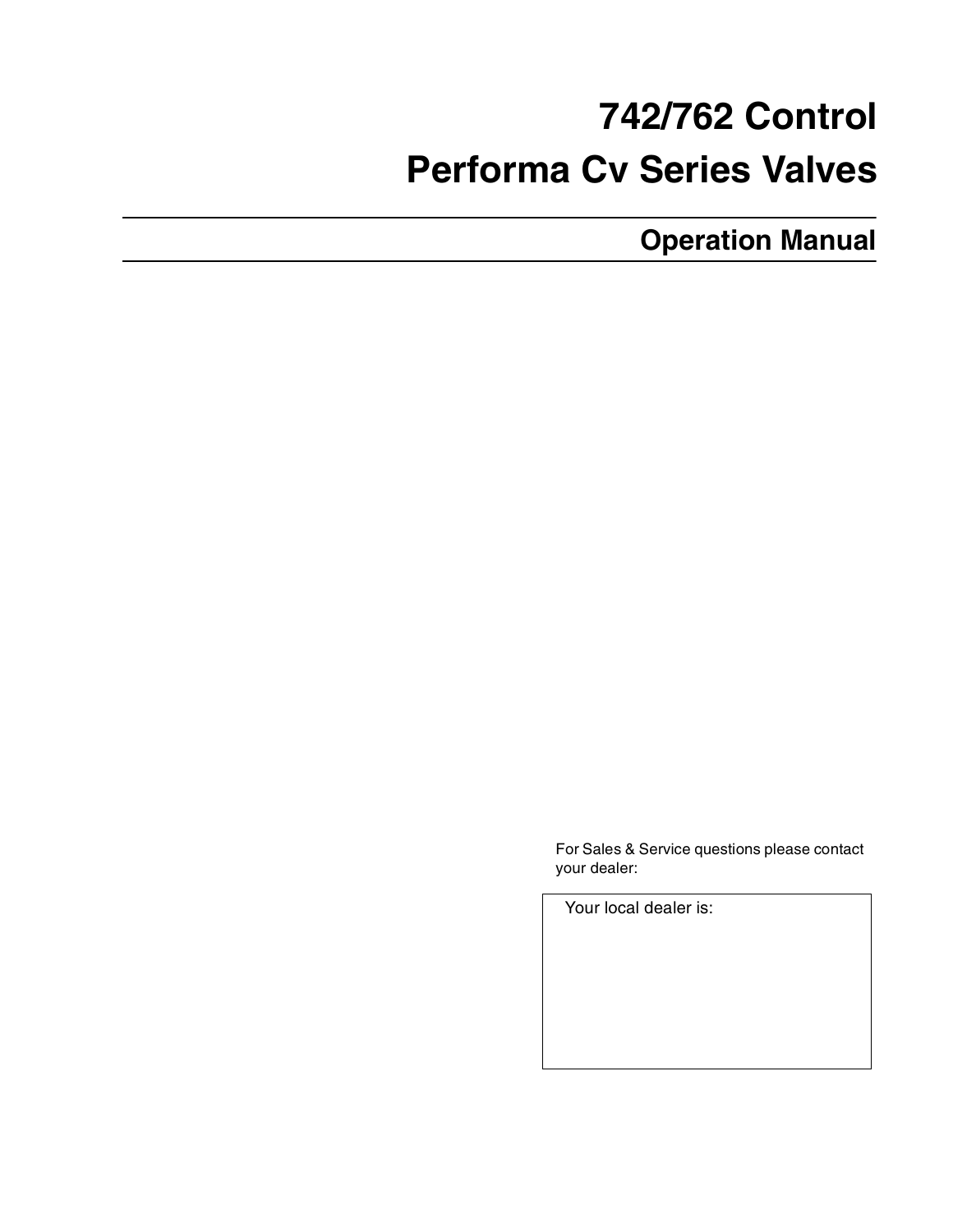# 742/762 Control

# Performa Cv Series Valves

## Operation Manual

For Sales & Service questions please contact your dealer:

| Your local dealer is: |
| --- |
| |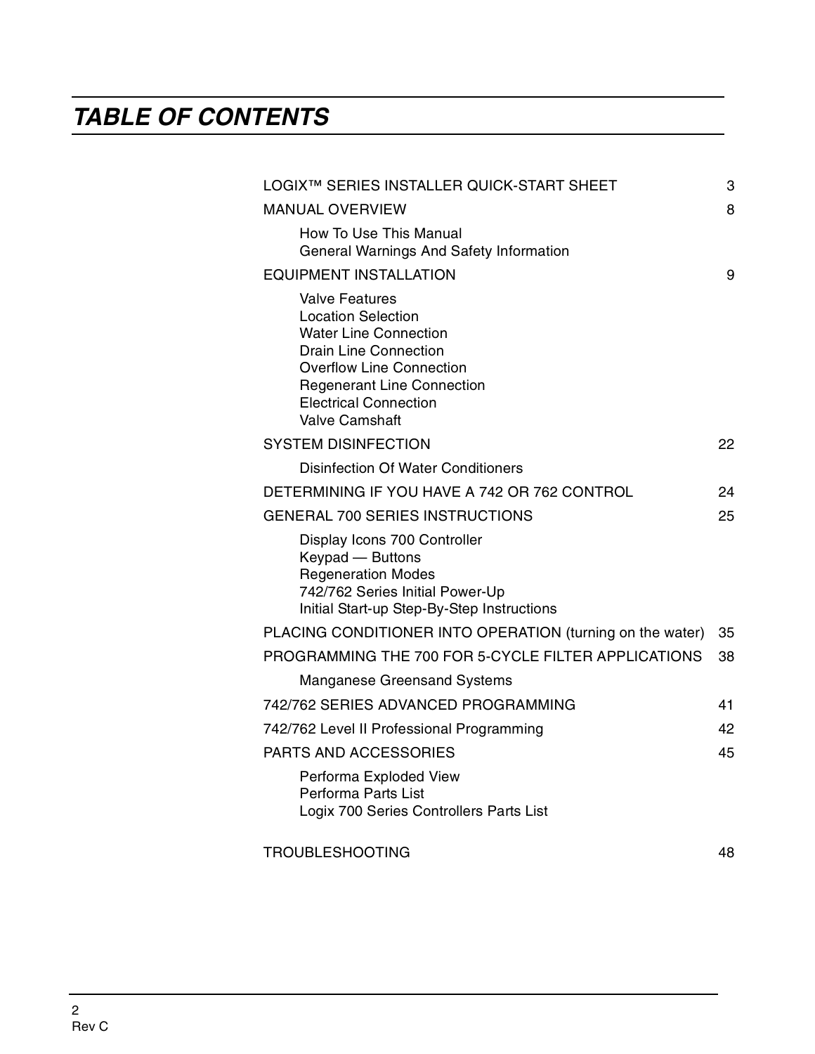# TABLE OF CONTENTS

| | |
|---|---|
| LOGIX™ SERIES INSTALLER QUICK-START SHEET | 3 |
| MANUAL OVERVIEW | 8 |
| How To Use This Manual<br>General Warnings And Safety Information | |
| EQUIPMENT INSTALLATION | 9 |
| Valve Features<br>Location Selection<br>Water Line Connection<br>Drain Line Connection<br>Overflow Line Connection<br>Regenerant Line Connection<br>Electrical Connection<br>Valve Camshaft | |
| SYSTEM DISINFECTION | 22 |
| Disinfection Of Water Conditioners | |
| DETERMINING IF YOU HAVE A 742 OR 762 CONTROL | 24 |
| GENERAL 700 SERIES INSTRUCTIONS | 25 |
| Display Icons 700 Controller<br>Keypad — Buttons<br>Regeneration Modes<br>742/762 Series Initial Power-Up<br>Initial Start-up Step-By-Step Instructions | |
| PLACING CONDITIONER INTO OPERATION (turning on the water) | 35 |
| PROGRAMMING THE 700 FOR 5-CYCLE FILTER APPLICATIONS | 38 |
| Manganese Greensand Systems | |
| 742/762 SERIES ADVANCED PROGRAMMING | 41 |
| 742/762 Level II Professional Programming | 42 |
| PARTS AND ACCESSORIES | 45 |
| Performa Exploded View<br>Performa Parts List<br>Logix 700 Series Controllers Parts List | |
| TROUBLESHOOTING | 48 |

Rev C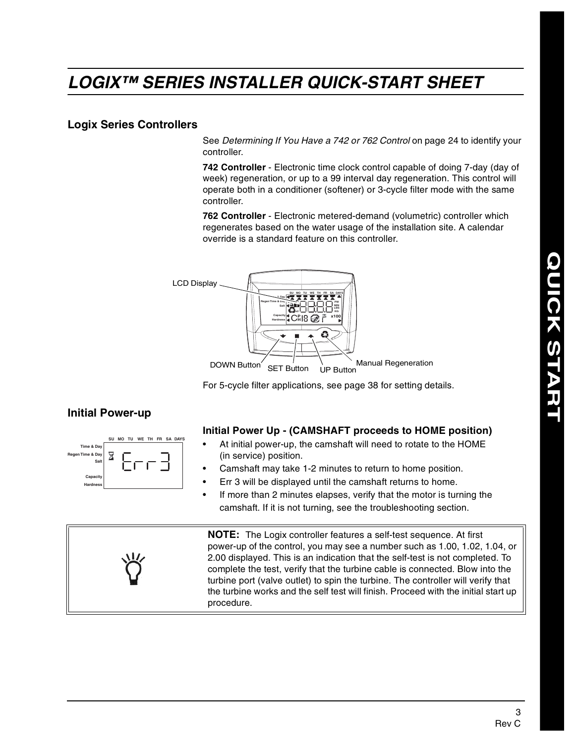# LOGIX™ SERIES INSTALLER QUICK-START SHEET

## Logix Series Controllers

See *Determining If You Have a 742 or 762 Control* on page 24 to identify your controller.

**742 Controller** - Electronic time clock control capable of doing 7-day (day of week) regeneration, or up to a 99 interval day regeneration. This control will operate both in a conditioner (softener) or 3-cycle filter mode with the same controller.

**762 Controller** - Electronic metered-demand (volumetric) controller which regenerates based on the water usage of the installation site. A calendar override is a standard feature on this controller.

LCD Display

DOWN Button SET Button UP Button Manual Regeneration

For 5-cycle filter applications, see page 38 for setting details.

## Initial Power-up

### Initial Power Up - (CAMSHAFT proceeds to HOME position)

- At initial power-up, the camshaft will need to rotate to the HOME (in service) position.
- Camshaft may take 1-2 minutes to return to home position.
- Err 3 will be displayed until the camshaft returns to home.
- If more than 2 minutes elapses, verify that the motor is turning the camshaft. If it is not turning, see the troubleshooting section.

**NOTE:** The Logix controller features a self-test sequence. At first power-up of the control, you may see a number such as 1.00, 1.02, 1.04, or 2.00 displayed. This is an indication that the self-test is not completed. To complete the test, verify that the turbine cable is connected. Blow into the turbine port (valve outlet) to spin the turbine. The controller will verify that the turbine works and the self test will finish. Proceed with the initial start up procedure.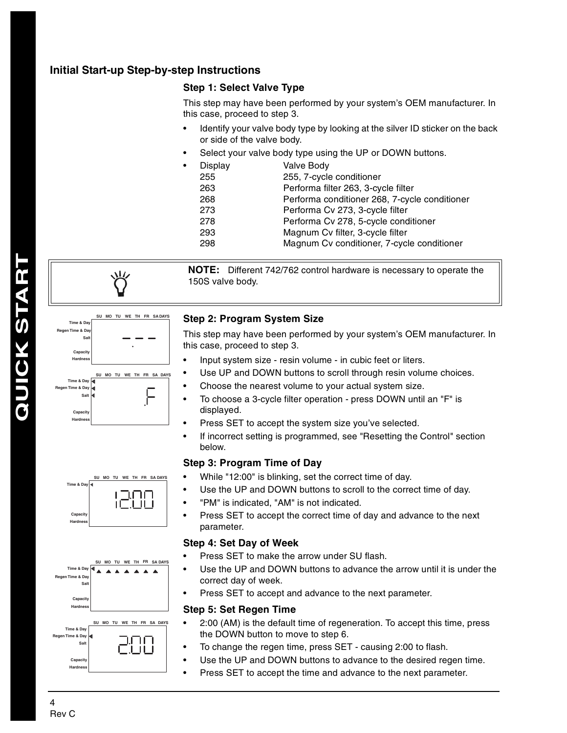## Initial Start-up Step-by-step Instructions

### Step 1: Select Valve Type

This step may have been performed by your system's OEM manufacturer. In this case, proceed to step 3.

- Identify your valve body type by looking at the silver ID sticker on the back or side of the valve body.
- Select your valve body type using the UP or DOWN buttons.
- Display / Valve Body

| Display | Valve Body |
|---|---|
| 255 | 255, 7-cycle conditioner |
| 263 | Performa filter 263, 3-cycle filter |
| 268 | Performa conditioner 268, 7-cycle conditioner |
| 273 | Performa Cv 273, 3-cycle filter |
| 278 | Performa Cv 278, 5-cycle conditioner |
| 293 | Magnum Cv filter, 3-cycle filter |
| 298 | Magnum Cv conditioner, 7-cycle conditioner |

> **NOTE:** Different 742/762 control hardware is necessary to operate the 150S valve body.

### Step 2: Program System Size

This step may have been performed by your system's OEM manufacturer. In this case, proceed to step 3.

- Input system size - resin volume - in cubic feet or liters.
- Use UP and DOWN buttons to scroll through resin volume choices.
- Choose the nearest volume to your actual system size.
- To choose a 3-cycle filter operation - press DOWN until an "F" is displayed.
- Press SET to accept the system size you've selected.
- If incorrect setting is programmed, see "Resetting the Control" section below.

### Step 3: Program Time of Day

- While "12:00" is blinking, set the correct time of day.
- Use the UP and DOWN buttons to scroll to the correct time of day.
- "PM" is indicated, "AM" is not indicated.
- Press SET to accept the correct time of day and advance to the next parameter.

### Step 4: Set Day of Week

- Press SET to make the arrow under SU flash.
- Use the UP and DOWN buttons to advance the arrow until it is under the correct day of week.
- Press SET to accept and advance to the next parameter.

### Step 5: Set Regen Time

- 2:00 (AM) is the default time of regeneration. To accept this time, press the DOWN button to move to step 6.
- To change the regen time, press SET - causing 2:00 to flash.
- Use the UP and DOWN buttons to advance to the desired regen time.
- Press SET to accept the time and advance to the next parameter.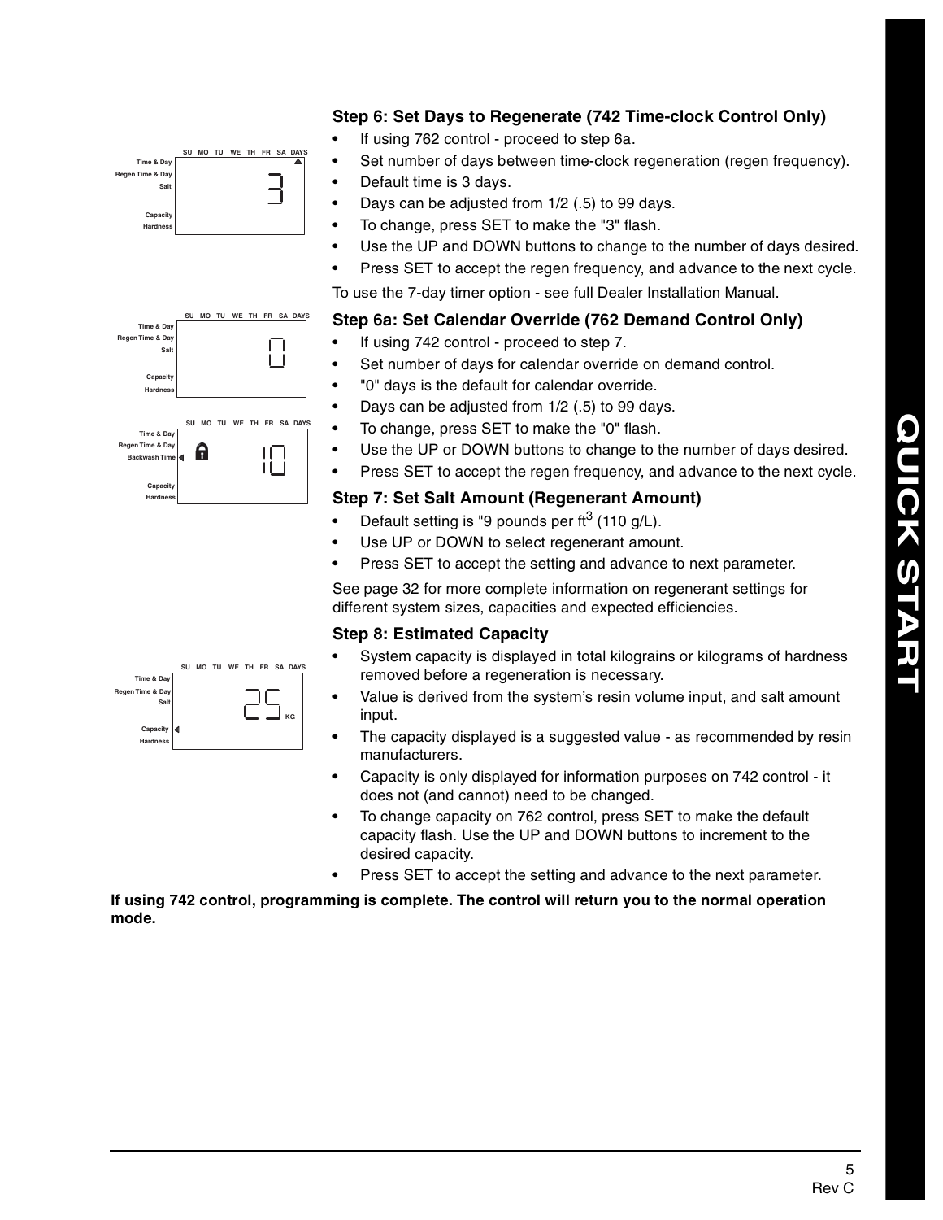### Step 6: Set Days to Regenerate (742 Time-clock Control Only)

- If using 762 control - proceed to step 6a.
- Set number of days between time-clock regeneration (regen frequency).
- Default time is 3 days.
- Days can be adjusted from 1/2 (.5) to 99 days.
- To change, press SET to make the "3" flash.
- Use the UP and DOWN buttons to change to the number of days desired.
- Press SET to accept the regen frequency, and advance to the next cycle.

To use the 7-day timer option - see full Dealer Installation Manual.

### Step 6a: Set Calendar Override (762 Demand Control Only)

- If using 742 control - proceed to step 7.
- Set number of days for calendar override on demand control.
- "0" days is the default for calendar override.
- Days can be adjusted from 1/2 (.5) to 99 days.
- To change, press SET to make the "0" flash.
- Use the UP or DOWN buttons to change to the number of days desired.
- Press SET to accept the regen frequency, and advance to the next cycle.

### Step 7: Set Salt Amount (Regenerant Amount)

- Default setting is "9 pounds per $ft^3$ (110 g/L).
- Use UP or DOWN to select regenerant amount.
- Press SET to accept the setting and advance to next parameter.

See page 32 for more complete information on regenerant settings for different system sizes, capacities and expected efficiencies.

### Step 8: Estimated Capacity

- System capacity is displayed in total kilograins or kilograms of hardness removed before a regeneration is necessary.
- Value is derived from the system's resin volume input, and salt amount input.
- The capacity displayed is a suggested value - as recommended by resin manufacturers.
- Capacity is only displayed for information purposes on 742 control - it does not (and cannot) need to be changed.
- To change capacity on 762 control, press SET to make the default capacity flash. Use the UP and DOWN buttons to increment to the desired capacity.
- Press SET to accept the setting and advance to the next parameter.

**If using 742 control, programming is complete. The control will return you to the normal operation mode.**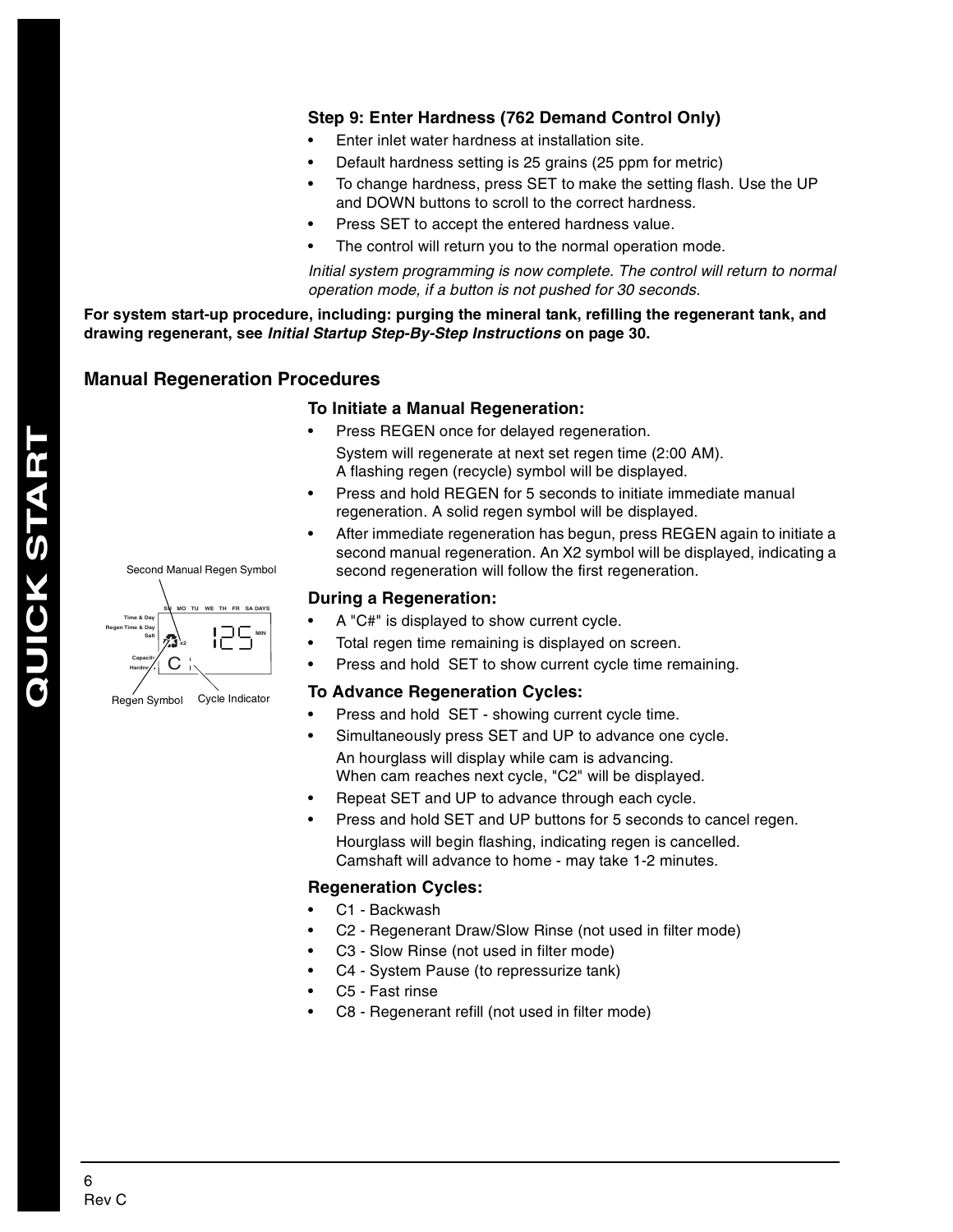### Step 9: Enter Hardness (762 Demand Control Only)

- Enter inlet water hardness at installation site.
- Default hardness setting is 25 grains (25 ppm for metric)
- To change hardness, press SET to make the setting flash. Use the UP and DOWN buttons to scroll to the correct hardness.
- Press SET to accept the entered hardness value.
- The control will return you to the normal operation mode.

*Initial system programming is now complete. The control will return to normal operation mode, if a button is not pushed for 30 seconds.*

**For system start-up procedure, including: purging the mineral tank, refilling the regenerant tank, and drawing regenerant, see *Initial Startup Step-By-Step Instructions* on page 30.**

## Manual Regeneration Procedures

### To Initiate a Manual Regeneration:

- Press REGEN once for delayed regeneration.
  System will regenerate at next set regen time (2:00 AM).
  A flashing regen (recycle) symbol will be displayed.
- Press and hold REGEN for 5 seconds to initiate immediate manual regeneration. A solid regen symbol will be displayed.
- After immediate regeneration has begun, press REGEN again to initiate a second manual regeneration. An X2 symbol will be displayed, indicating a second regeneration will follow the first regeneration.

Second Manual Regen Symbol

Regen Symbol

Cycle Indicator

### During a Regeneration:

- A "C#" is displayed to show current cycle.
- Total regen time remaining is displayed on screen.
- Press and hold SET to show current cycle time remaining.

### To Advance Regeneration Cycles:

- Press and hold SET - showing current cycle time.
- Simultaneously press SET and UP to advance one cycle.
  An hourglass will display while cam is advancing.
  When cam reaches next cycle, "C2" will be displayed.
- Repeat SET and UP to advance through each cycle.
- Press and hold SET and UP buttons for 5 seconds to cancel regen.
  Hourglass will begin flashing, indicating regen is cancelled.
  Camshaft will advance to home - may take 1-2 minutes.

### Regeneration Cycles:

- C1 - Backwash
- C2 - Regenerant Draw/Slow Rinse (not used in filter mode)
- C3 - Slow Rinse (not used in filter mode)
- C4 - System Pause (to repressurize tank)
- C5 - Fast rinse
- C8 - Regenerant refill (not used in filter mode)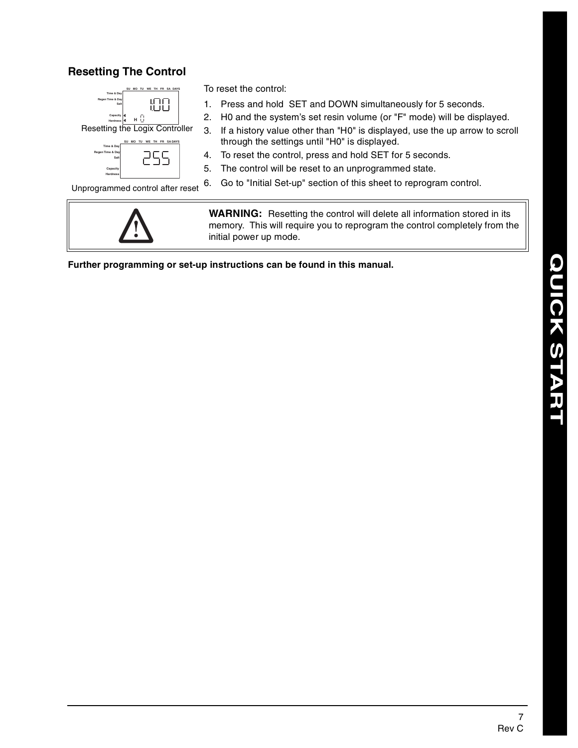## Resetting The Control

Resetting the Logix Controller

Unprogrammed control after reset

To reset the control:

1. Press and hold SET and DOWN simultaneously for 5 seconds.
2. H0 and the system's set resin volume (or "F" mode) will be displayed.
3. If a history value other than "H0" is displayed, use the up arrow to scroll through the settings until "H0" is displayed.
4. To reset the control, press and hold SET for 5 seconds.
5. The control will be reset to an unprogrammed state.
6. Go to "Initial Set-up" section of this sheet to reprogram control.

**WARNING:** Resetting the control will delete all information stored in its memory. This will require you to reprogram the control completely from the initial power up mode.

**Further programming or set-up instructions can be found in this manual.**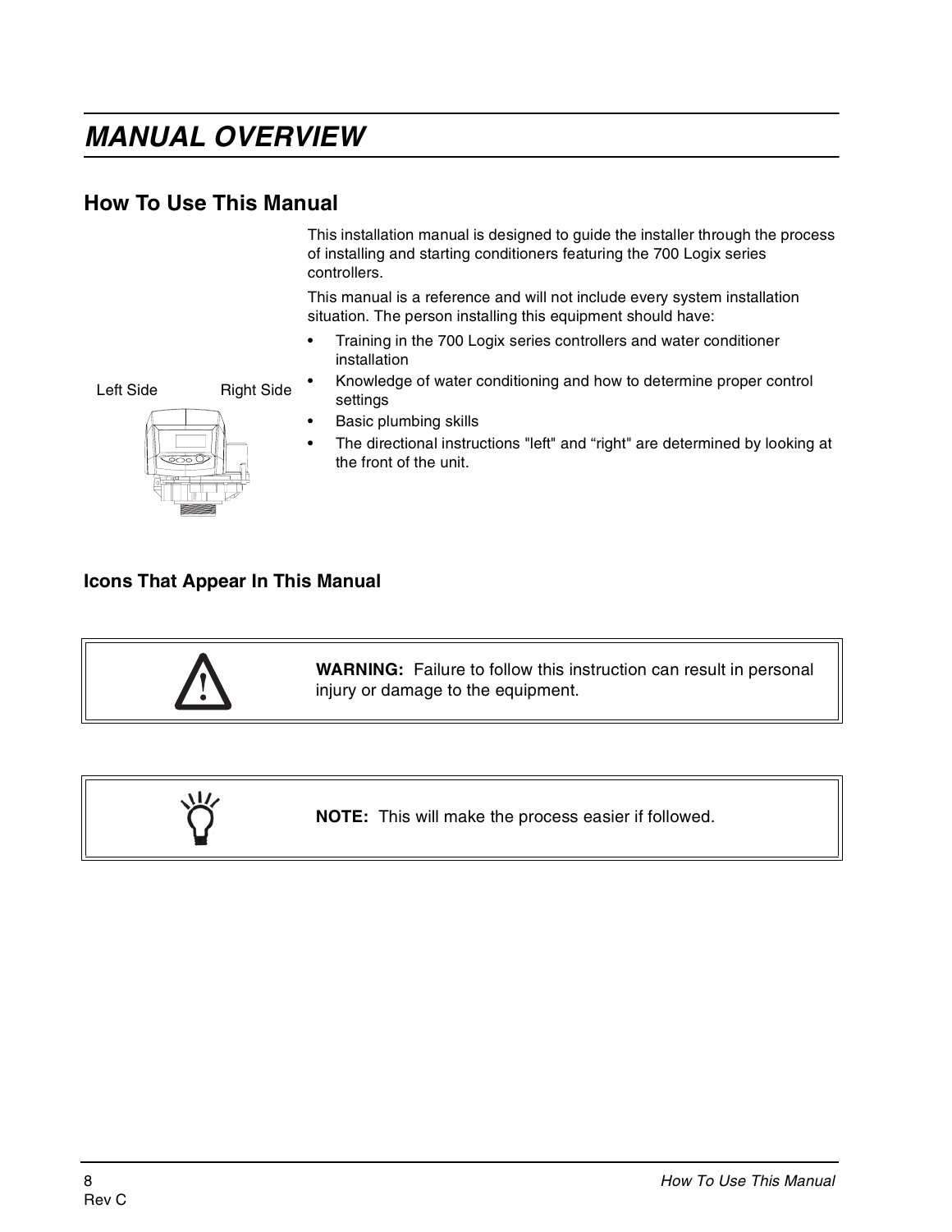# MANUAL OVERVIEW

## How To Use This Manual

This installation manual is designed to guide the installer through the process of installing and starting conditioners featuring the 700 Logix series controllers.

This manual is a reference and will not include every system installation situation. The person installing this equipment should have:

- Training in the 700 Logix series controllers and water conditioner installation
- Knowledge of water conditioning and how to determine proper control settings
- Basic plumbing skills
- The directional instructions "left" and "right" are determined by looking at the front of the unit.

Left Side Right Side

### Icons That Appear In This Manual

| | |
|---|---|
| ⚠ | **WARNING:** Failure to follow this instruction can result in personal injury or damage to the equipment. |

| | |
|---|---|
| 💡 | **NOTE:** This will make the process easier if followed. |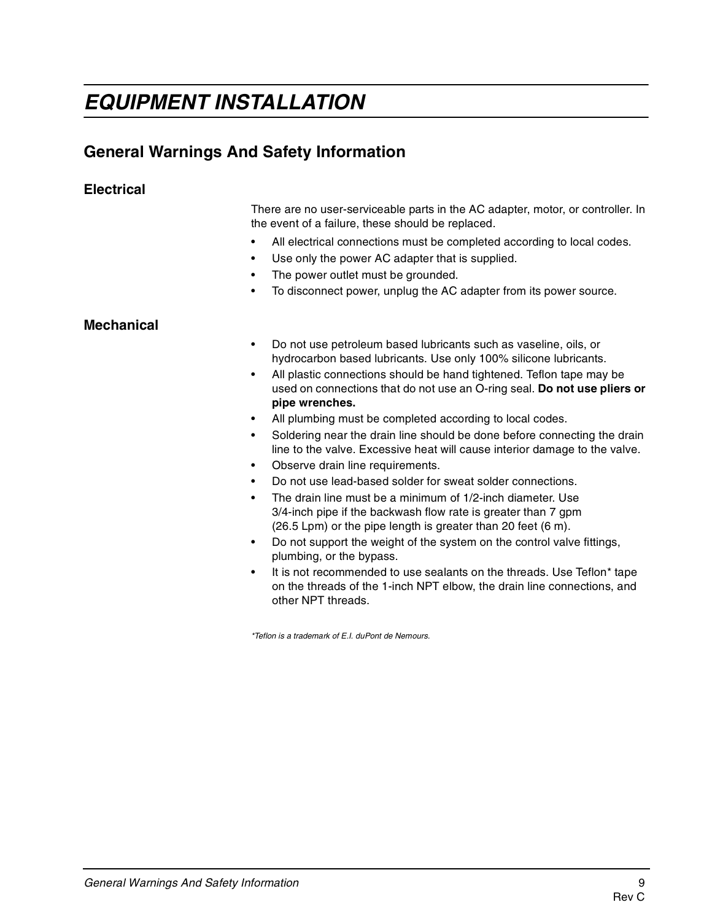# *EQUIPMENT INSTALLATION*

## General Warnings And Safety Information

### Electrical

There are no user-serviceable parts in the AC adapter, motor, or controller. In the event of a failure, these should be replaced.

- All electrical connections must be completed according to local codes.
- Use only the power AC adapter that is supplied.
- The power outlet must be grounded.
- To disconnect power, unplug the AC adapter from its power source.

### Mechanical

- Do not use petroleum based lubricants such as vaseline, oils, or hydrocarbon based lubricants. Use only 100% silicone lubricants.
- All plastic connections should be hand tightened. Teflon tape may be used on connections that do not use an O-ring seal. **Do not use pliers or pipe wrenches.**
- All plumbing must be completed according to local codes.
- Soldering near the drain line should be done before connecting the drain line to the valve. Excessive heat will cause interior damage to the valve.
- Observe drain line requirements.
- Do not use lead-based solder for sweat solder connections.
- The drain line must be a minimum of 1/2-inch diameter. Use 3/4-inch pipe if the backwash flow rate is greater than 7 gpm (26.5 Lpm) or the pipe length is greater than 20 feet (6 m).
- Do not support the weight of the system on the control valve fittings, plumbing, or the bypass.
- It is not recommended to use sealants on the threads. Use Teflon* tape on the threads of the 1-inch NPT elbow, the drain line connections, and other NPT threads.

*\*Teflon is a trademark of E.I. duPont de Nemours.*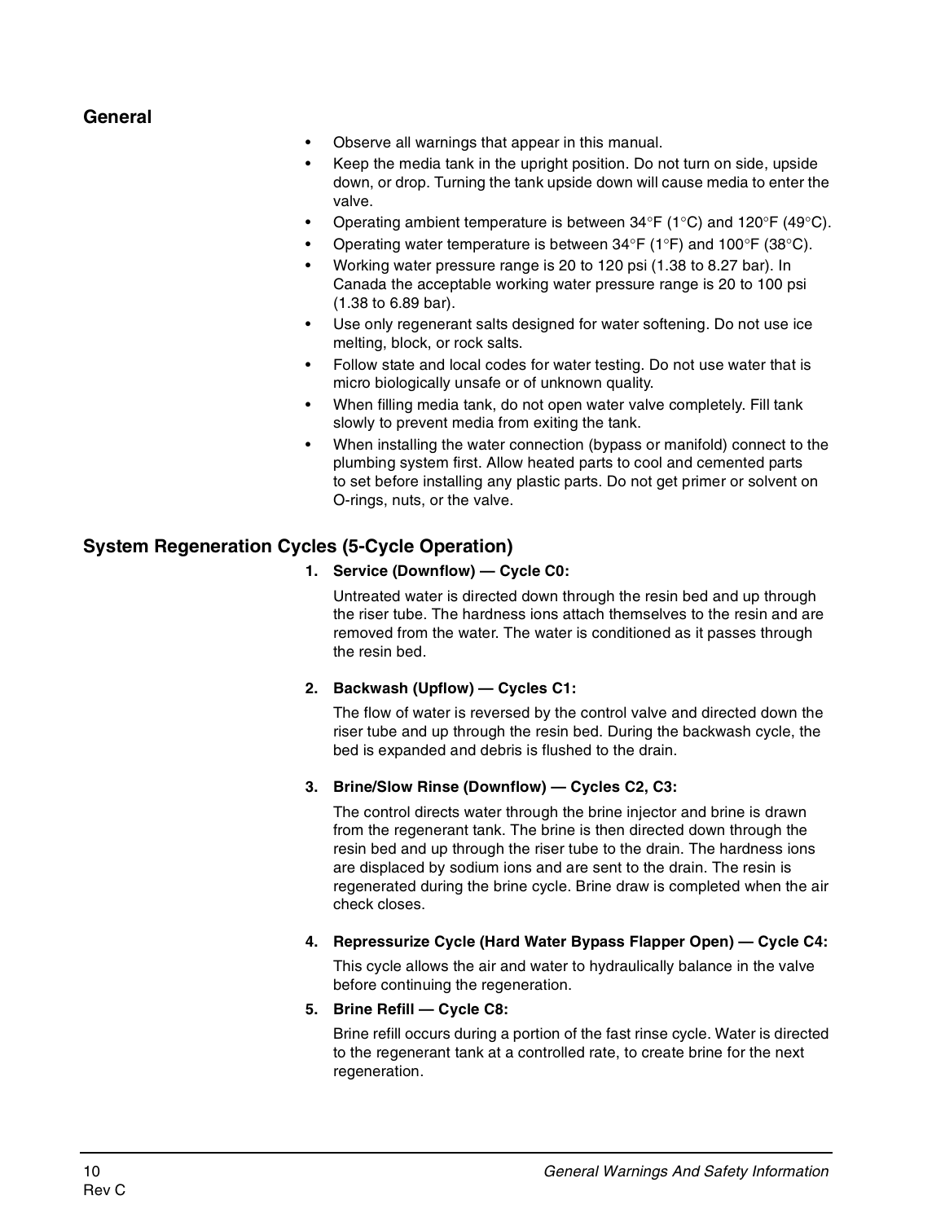## General

- Observe all warnings that appear in this manual.
- Keep the media tank in the upright position. Do not turn on side, upside down, or drop. Turning the tank upside down will cause media to enter the valve.
- Operating ambient temperature is between 34°F (1°C) and 120°F (49°C).
- Operating water temperature is between 34°F (1°F) and 100°F (38°C).
- Working water pressure range is 20 to 120 psi (1.38 to 8.27 bar). In Canada the acceptable working water pressure range is 20 to 100 psi (1.38 to 6.89 bar).
- Use only regenerant salts designed for water softening. Do not use ice melting, block, or rock salts.
- Follow state and local codes for water testing. Do not use water that is micro biologically unsafe or of unknown quality.
- When filling media tank, do not open water valve completely. Fill tank slowly to prevent media from exiting the tank.
- When installing the water connection (bypass or manifold) connect to the plumbing system first. Allow heated parts to cool and cemented parts to set before installing any plastic parts. Do not get primer or solvent on O-rings, nuts, or the valve.

## System Regeneration Cycles (5-Cycle Operation)

1. **Service (Downflow) — Cycle C0:**

   Untreated water is directed down through the resin bed and up through the riser tube. The hardness ions attach themselves to the resin and are removed from the water. The water is conditioned as it passes through the resin bed.

2. **Backwash (Upflow) — Cycles C1:**

   The flow of water is reversed by the control valve and directed down the riser tube and up through the resin bed. During the backwash cycle, the bed is expanded and debris is flushed to the drain.

3. **Brine/Slow Rinse (Downflow) — Cycles C2, C3:**

   The control directs water through the brine injector and brine is drawn from the regenerant tank. The brine is then directed down through the resin bed and up through the riser tube to the drain. The hardness ions are displaced by sodium ions and are sent to the drain. The resin is regenerated during the brine cycle. Brine draw is completed when the air check closes.

4. **Repressurize Cycle (Hard Water Bypass Flapper Open) — Cycle C4:**

   This cycle allows the air and water to hydraulically balance in the valve before continuing the regeneration.

5. **Brine Refill — Cycle C8:**

   Brine refill occurs during a portion of the fast rinse cycle. Water is directed to the regenerant tank at a controlled rate, to create brine for the next regeneration.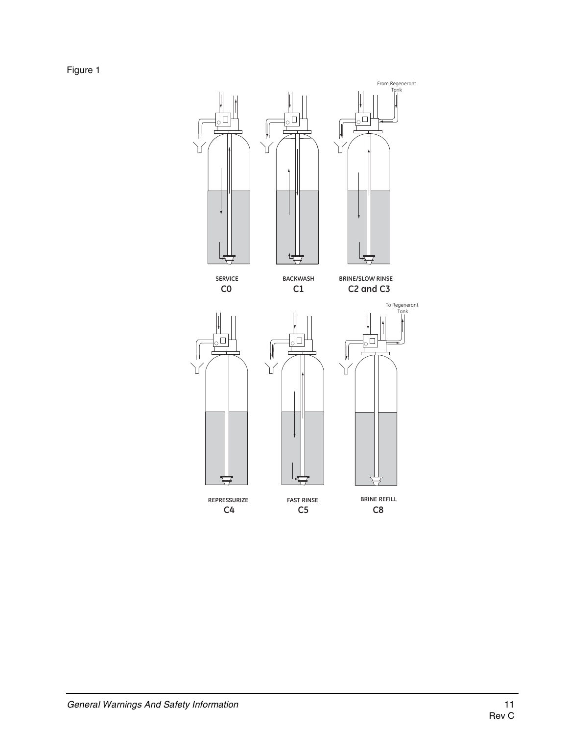Figure 1

From Regenerant Tank

SERVICE
C0

BACKWASH
C1

BRINE/SLOW RINSE
C2 and C3

To Regenerant Tank

REPRESSURIZE
C4

FAST RINSE
C5

BRINE REFILL
C8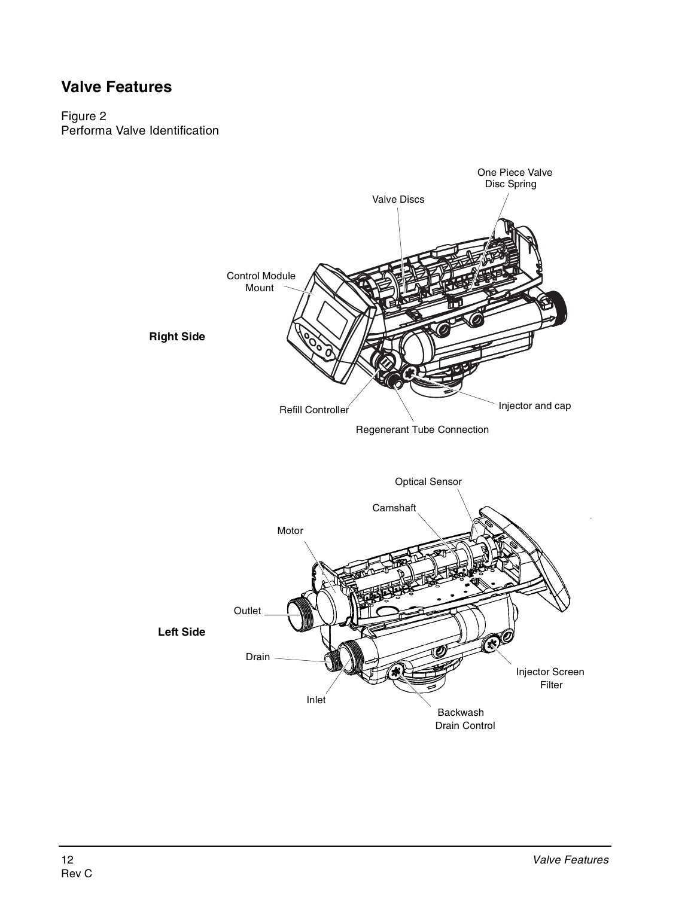## Valve Features

Figure 2
Performa Valve Identification

**Right Side**

- Control Module Mount
- Valve Discs
- One Piece Valve Disc Spring
- Refill Controller
- Regenerant Tube Connection
- Injector and cap

**Left Side**

- Motor
- Camshaft
- Optical Sensor
- Outlet
- Drain
- Inlet
- Backwash Drain Control
- Injector Screen Filter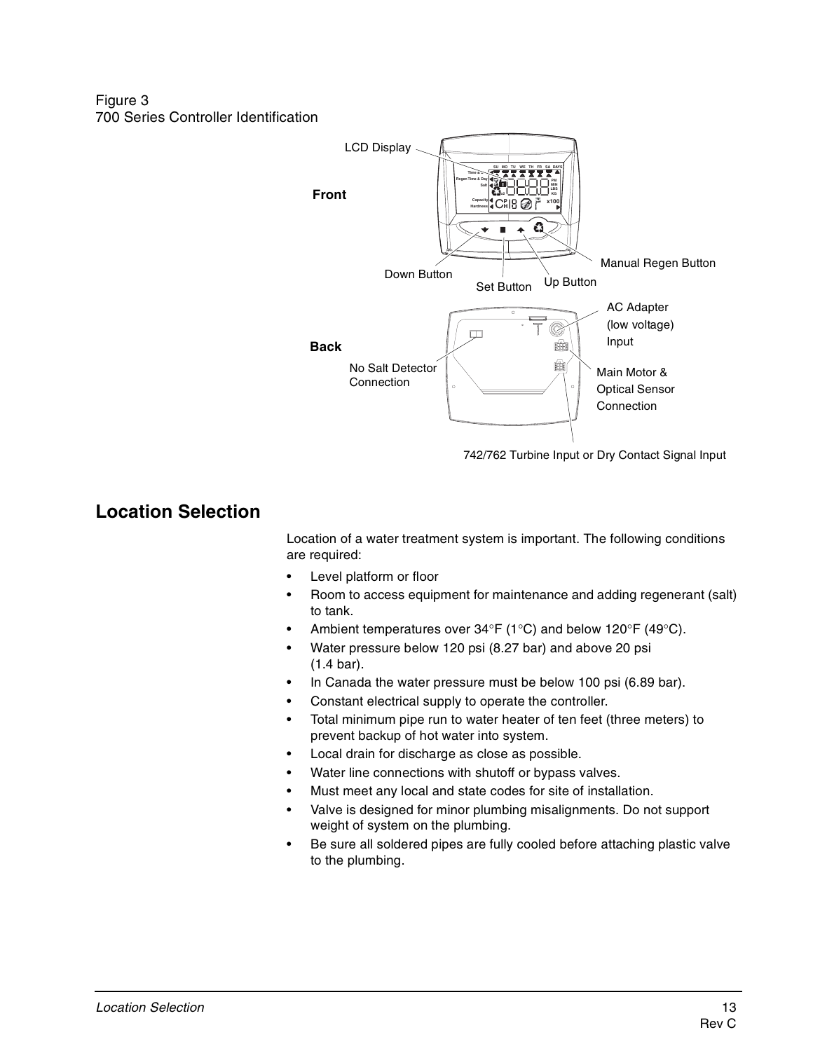Figure 3
700 Series Controller Identification

## Location Selection

Location of a water treatment system is important. The following conditions are required:

- Level platform or floor
- Room to access equipment for maintenance and adding regenerant (salt) to tank.
- Ambient temperatures over 34°F (1°C) and below 120°F (49°C).
- Water pressure below 120 psi (8.27 bar) and above 20 psi (1.4 bar).
- In Canada the water pressure must be below 100 psi (6.89 bar).
- Constant electrical supply to operate the controller.
- Total minimum pipe run to water heater of ten feet (three meters) to prevent backup of hot water into system.
- Local drain for discharge as close as possible.
- Water line connections with shutoff or bypass valves.
- Must meet any local and state codes for site of installation.
- Valve is designed for minor plumbing misalignments. Do not support weight of system on the plumbing.
- Be sure all soldered pipes are fully cooled before attaching plastic valve to the plumbing.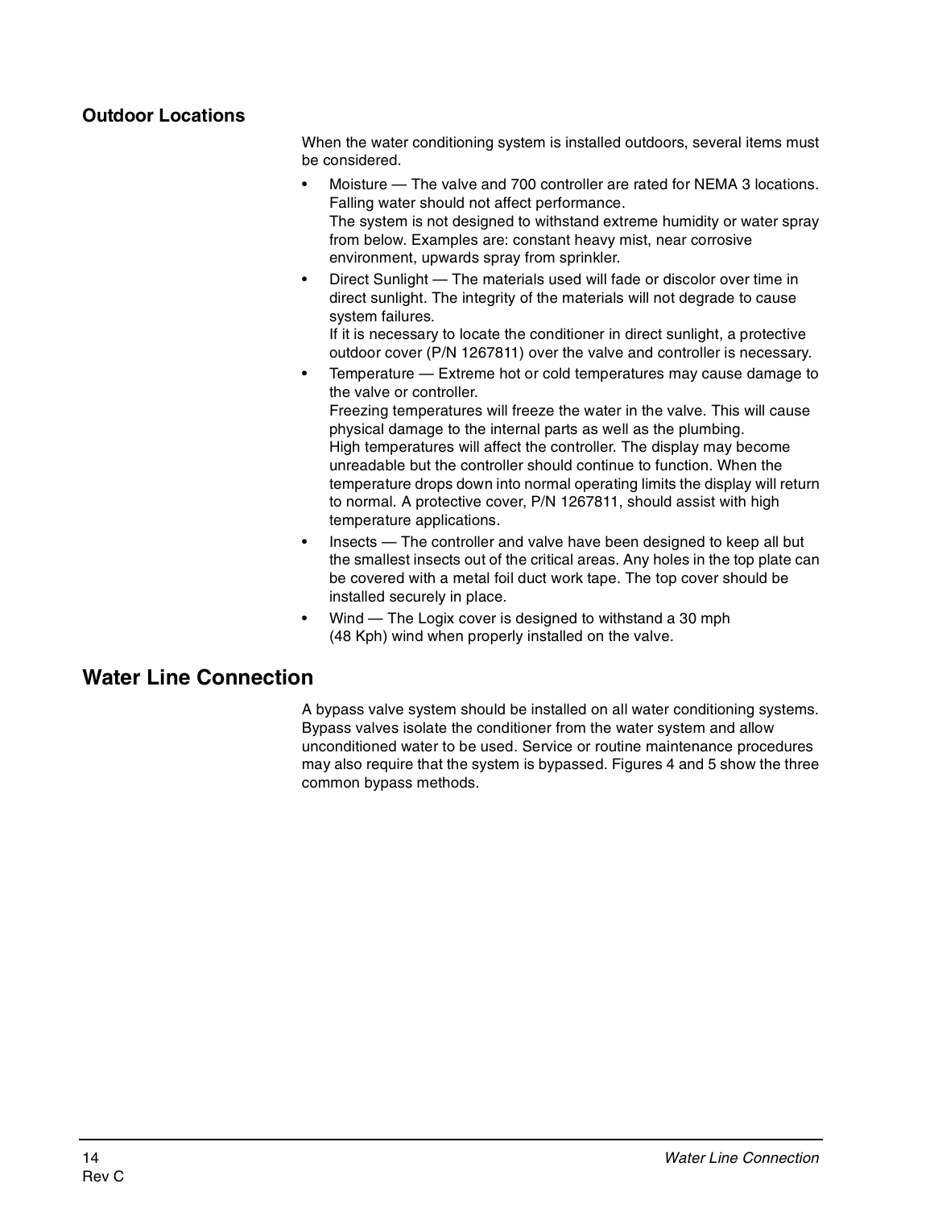### Outdoor Locations

When the water conditioning system is installed outdoors, several items must be considered.

- Moisture — The valve and 700 controller are rated for NEMA 3 locations. Falling water should not affect performance.
  The system is not designed to withstand extreme humidity or water spray from below. Examples are: constant heavy mist, near corrosive environment, upwards spray from sprinkler.
- Direct Sunlight — The materials used will fade or discolor over time in direct sunlight. The integrity of the materials will not degrade to cause system failures.
  If it is necessary to locate the conditioner in direct sunlight, a protective outdoor cover (P/N 1267811) over the valve and controller is necessary.
- Temperature — Extreme hot or cold temperatures may cause damage to the valve or controller.
  Freezing temperatures will freeze the water in the valve. This will cause physical damage to the internal parts as well as the plumbing.
  High temperatures will affect the controller. The display may become unreadable but the controller should continue to function. When the temperature drops down into normal operating limits the display will return to normal. A protective cover, P/N 1267811, should assist with high temperature applications.
- Insects — The controller and valve have been designed to keep all but the smallest insects out of the critical areas. Any holes in the top plate can be covered with a metal foil duct work tape. The top cover should be installed securely in place.
- Wind — The Logix cover is designed to withstand a 30 mph (48 Kph) wind when properly installed on the valve.

## Water Line Connection

A bypass valve system should be installed on all water conditioning systems. Bypass valves isolate the conditioner from the water system and allow unconditioned water to be used. Service or routine maintenance procedures may also require that the system is bypassed. Figures 4 and 5 show the three common bypass methods.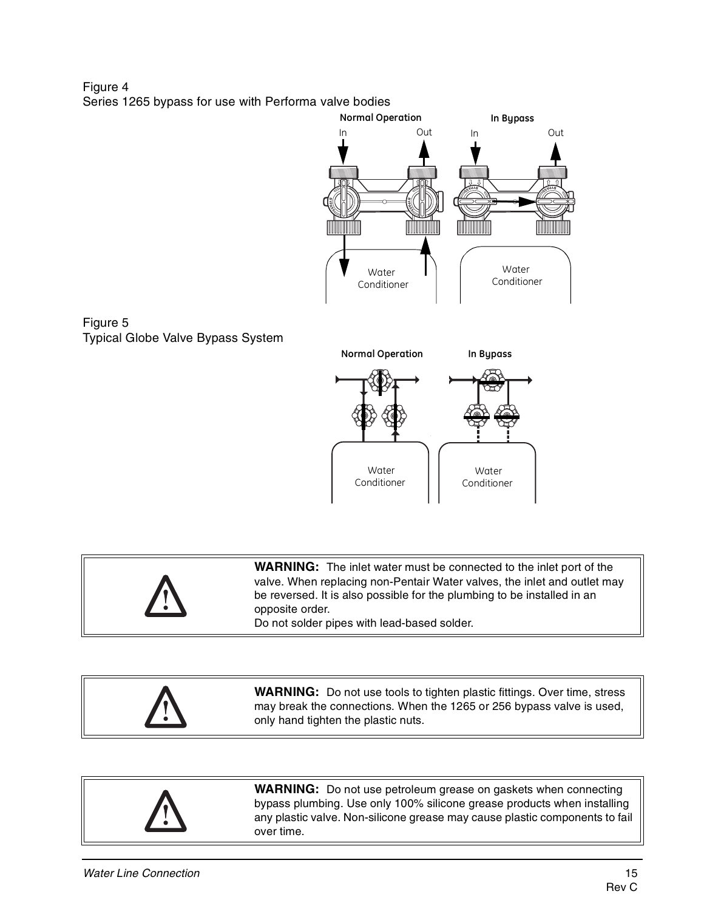Figure 4
Series 1265 bypass for use with Performa valve bodies

Normal Operation

In Out

Water Conditioner

In Bypass

In Out

Water Conditioner

Figure 5
Typical Globe Valve Bypass System

Normal Operation

Water Conditioner

In Bypass

Water Conditioner

**WARNING:** The inlet water must be connected to the inlet port of the valve. When replacing non-Pentair Water valves, the inlet and outlet may be reversed. It is also possible for the plumbing to be installed in an opposite order.
Do not solder pipes with lead-based solder.

**WARNING:** Do not use tools to tighten plastic fittings. Over time, stress may break the connections. When the 1265 or 256 bypass valve is used, only hand tighten the plastic nuts.

**WARNING:** Do not use petroleum grease on gaskets when connecting bypass plumbing. Use only 100% silicone grease products when installing any plastic valve. Non-silicone grease may cause plastic components to fail over time.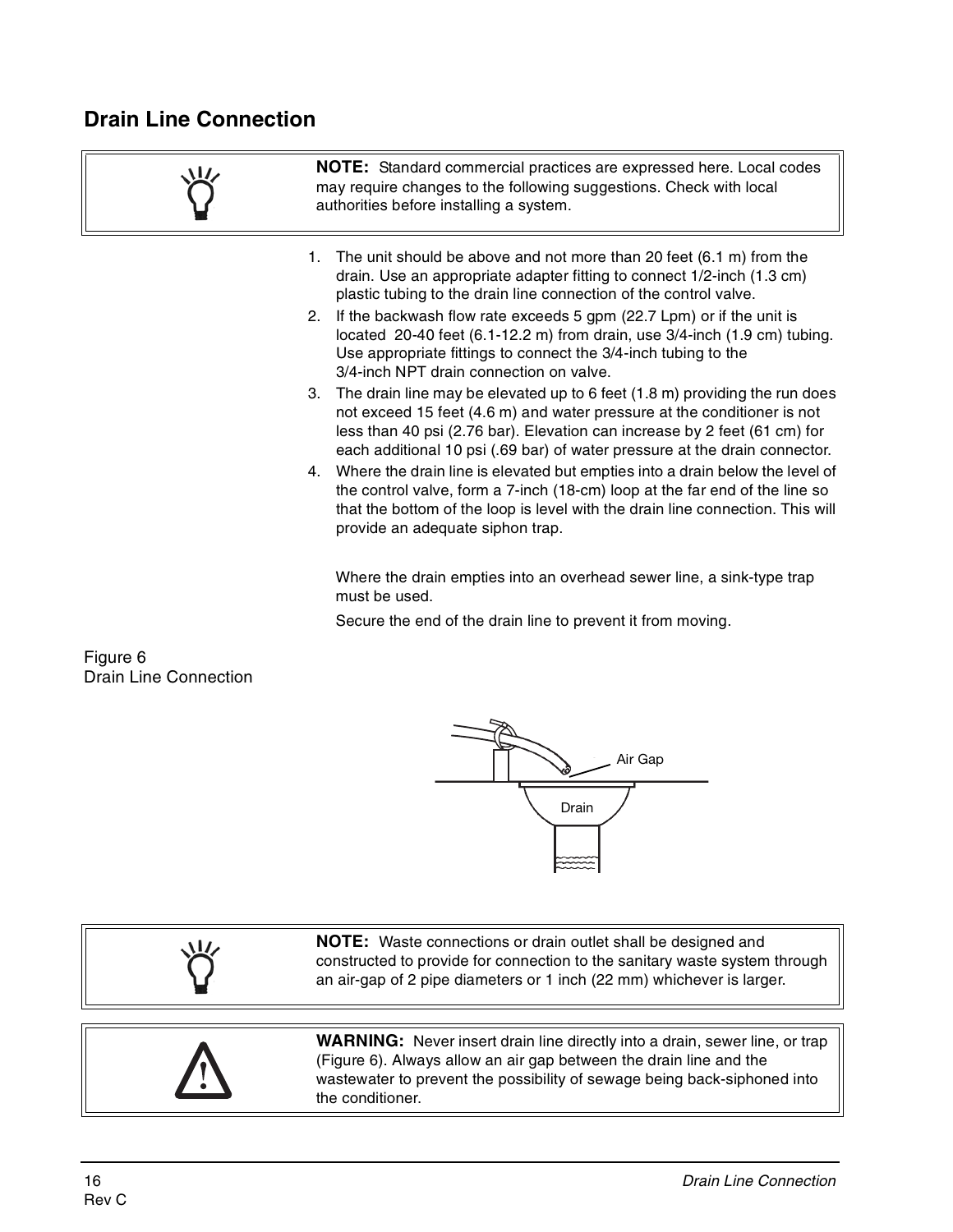## Drain Line Connection

**NOTE:** Standard commercial practices are expressed here. Local codes may require changes to the following suggestions. Check with local authorities before installing a system.

1. The unit should be above and not more than 20 feet (6.1 m) from the drain. Use an appropriate adapter fitting to connect 1/2-inch (1.3 cm) plastic tubing to the drain line connection of the control valve.
2. If the backwash flow rate exceeds 5 gpm (22.7 Lpm) or if the unit is located 20-40 feet (6.1-12.2 m) from drain, use 3/4-inch (1.9 cm) tubing. Use appropriate fittings to connect the 3/4-inch tubing to the 3/4-inch NPT drain connection on valve.
3. The drain line may be elevated up to 6 feet (1.8 m) providing the run does not exceed 15 feet (4.6 m) and water pressure at the conditioner is not less than 40 psi (2.76 bar). Elevation can increase by 2 feet (61 cm) for each additional 10 psi (.69 bar) of water pressure at the drain connector.
4. Where the drain line is elevated but empties into a drain below the level of the control valve, form a 7-inch (18-cm) loop at the far end of the line so that the bottom of the loop is level with the drain line connection. This will provide an adequate siphon trap.

   Where the drain empties into an overhead sewer line, a sink-type trap must be used.

   Secure the end of the drain line to prevent it from moving.

Figure 6
Drain Line Connection

**NOTE:** Waste connections or drain outlet shall be designed and constructed to provide for connection to the sanitary waste system through an air-gap of 2 pipe diameters or 1 inch (22 mm) whichever is larger.

**WARNING:** Never insert drain line directly into a drain, sewer line, or trap (Figure 6). Always allow an air gap between the drain line and the wastewater to prevent the possibility of sewage being back-siphoned into the conditioner.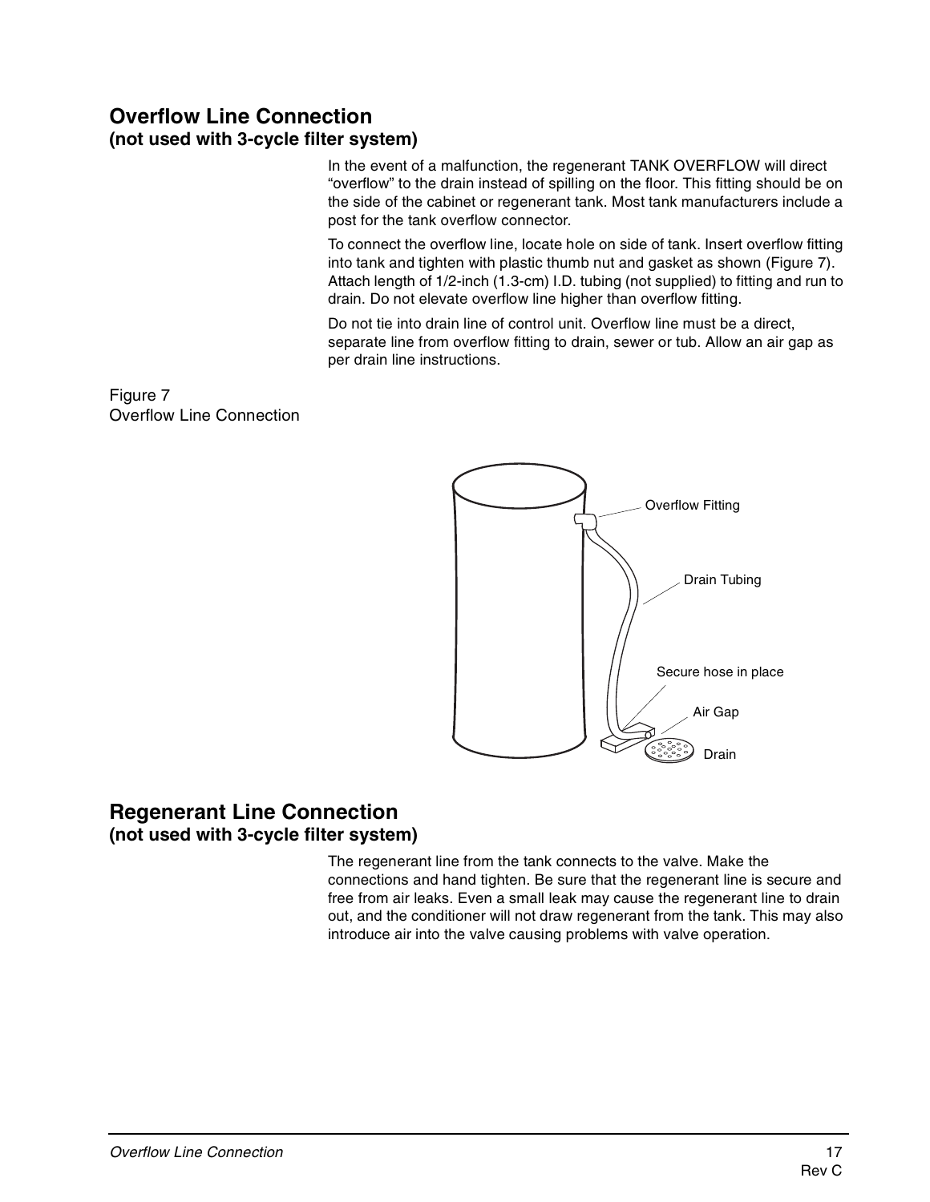## Overflow Line Connection
### (not used with 3-cycle filter system)

In the event of a malfunction, the regenerant TANK OVERFLOW will direct "overflow" to the drain instead of spilling on the floor. This fitting should be on the side of the cabinet or regenerant tank. Most tank manufacturers include a post for the tank overflow connector.

To connect the overflow line, locate hole on side of tank. Insert overflow fitting into tank and tighten with plastic thumb nut and gasket as shown (Figure 7). Attach length of 1/2-inch (1.3-cm) I.D. tubing (not supplied) to fitting and run to drain. Do not elevate overflow line higher than overflow fitting.

Do not tie into drain line of control unit. Overflow line must be a direct, separate line from overflow fitting to drain, sewer or tub. Allow an air gap as per drain line instructions.

Figure 7
Overflow Line Connection

## Regenerant Line Connection
### (not used with 3-cycle filter system)

The regenerant line from the tank connects to the valve. Make the connections and hand tighten. Be sure that the regenerant line is secure and free from air leaks. Even a small leak may cause the regenerant line to drain out, and the conditioner will not draw regenerant from the tank. This may also introduce air into the valve causing problems with valve operation.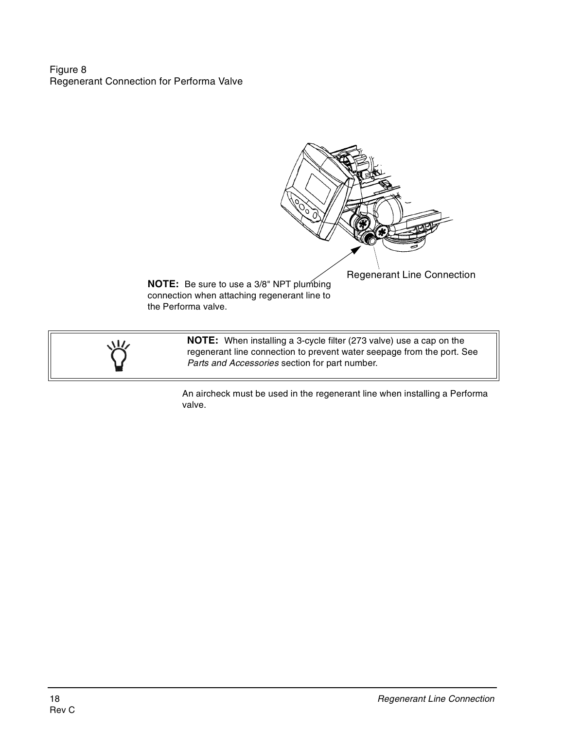Figure 8
Regenerant Connection for Performa Valve

Regenerant Line Connection

**NOTE:** Be sure to use a 3/8" NPT plumbing connection when attaching regenerant line to the Performa valve.

**NOTE:** When installing a 3-cycle filter (273 valve) use a cap on the regenerant line connection to prevent water seepage from the port. See *Parts and Accessories* section for part number.

An aircheck must be used in the regenerant line when installing a Performa valve.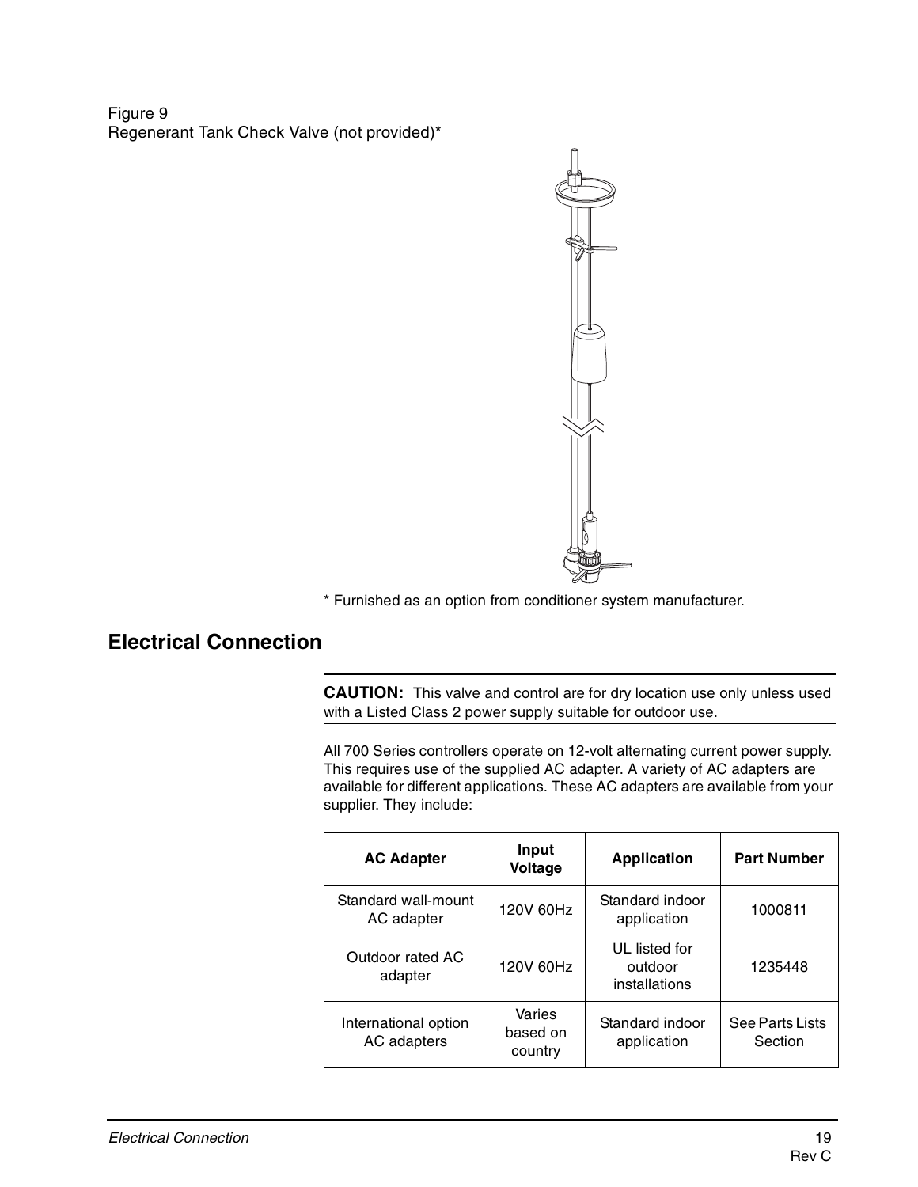Figure 9
Regenerant Tank Check Valve (not provided)*

* Furnished as an option from conditioner system manufacturer.

## Electrical Connection

**CAUTION:** This valve and control are for dry location use only unless used with a Listed Class 2 power supply suitable for outdoor use.

All 700 Series controllers operate on 12-volt alternating current power supply. This requires use of the supplied AC adapter. A variety of AC adapters are available for different applications. These AC adapters are available from your supplier. They include:

| AC Adapter | Input Voltage | Application | Part Number |
|---|---|---|---|
| Standard wall-mount AC adapter | 120V 60Hz | Standard indoor application | 1000811 |
| Outdoor rated AC adapter | 120V 60Hz | UL listed for outdoor installations | 1235448 |
| International option AC adapters | Varies based on country | Standard indoor application | See Parts Lists Section |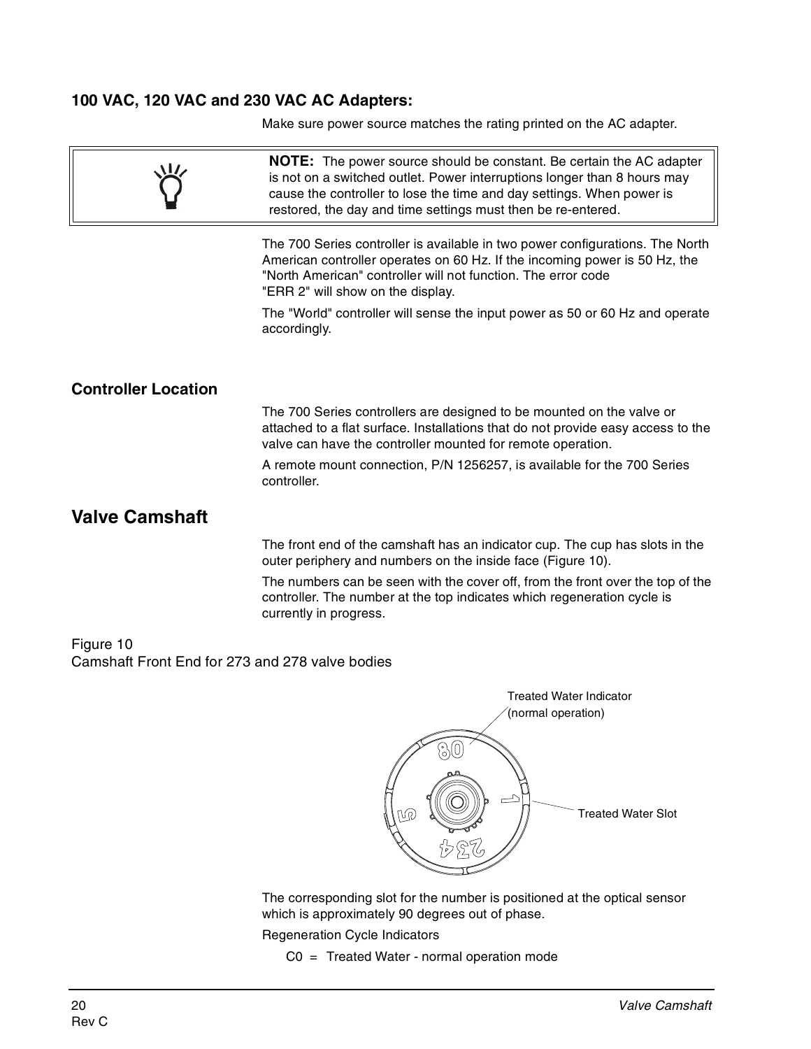### 100 VAC, 120 VAC and 230 VAC AC Adapters:

Make sure power source matches the rating printed on the AC adapter.

> **NOTE:** The power source should be constant. Be certain the AC adapter is not on a switched outlet. Power interruptions longer than 8 hours may cause the controller to lose the time and day settings. When power is restored, the day and time settings must then be re-entered.

The 700 Series controller is available in two power configurations. The North American controller operates on 60 Hz. If the incoming power is 50 Hz, the "North American" controller will not function. The error code "ERR 2" will show on the display.

The "World" controller will sense the input power as 50 or 60 Hz and operate accordingly.

### Controller Location

The 700 Series controllers are designed to be mounted on the valve or attached to a flat surface. Installations that do not provide easy access to the valve can have the controller mounted for remote operation.

A remote mount connection, P/N 1256257, is available for the 700 Series controller.

## Valve Camshaft

The front end of the camshaft has an indicator cup. The cup has slots in the outer periphery and numbers on the inside face (Figure 10).

The numbers can be seen with the cover off, from the front over the top of the controller. The number at the top indicates which regeneration cycle is currently in progress.

Figure 10
Camshaft Front End for 273 and 278 valve bodies

Treated Water Indicator (normal operation)

Treated Water Slot

The corresponding slot for the number is positioned at the optical sensor which is approximately 90 degrees out of phase.

Regeneration Cycle Indicators

C0 = Treated Water - normal operation mode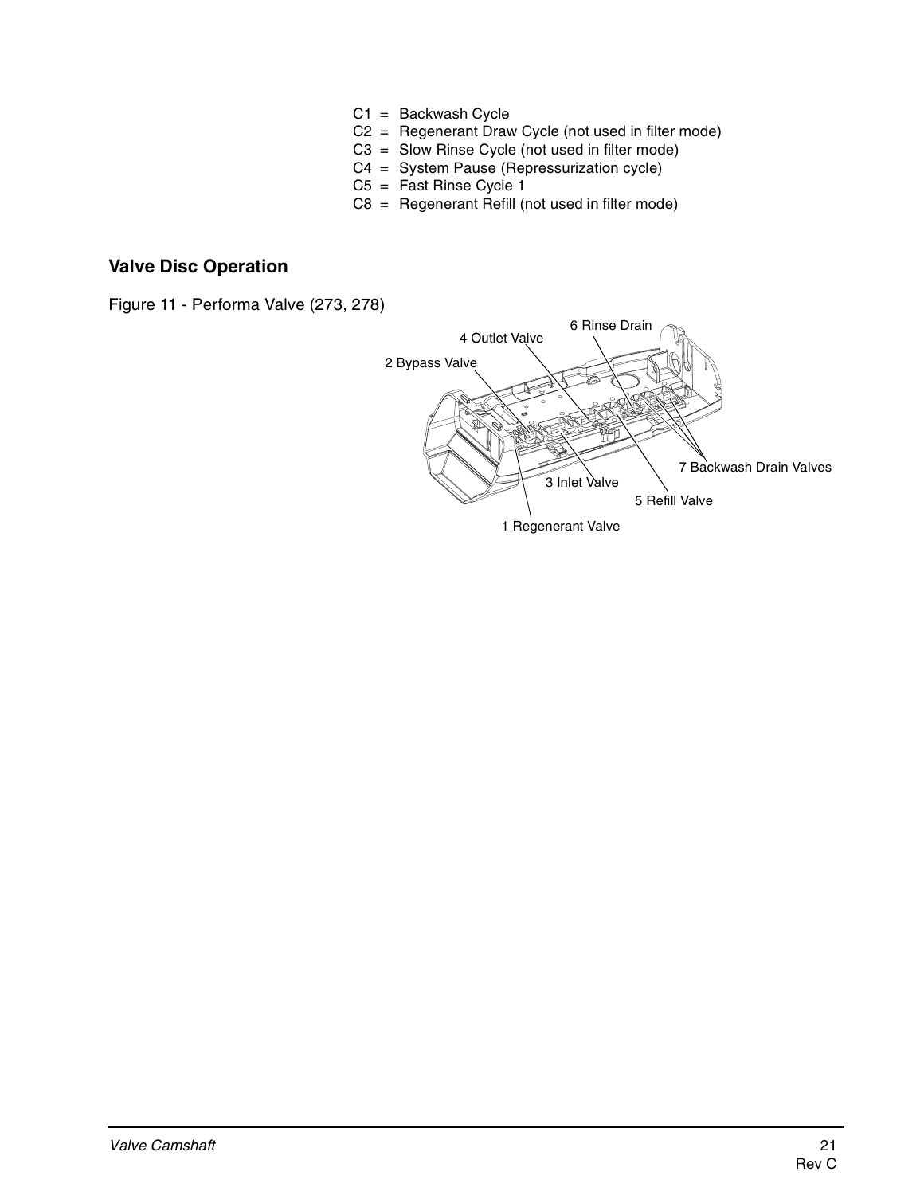C1 = Backwash Cycle
C2 = Regenerant Draw Cycle (not used in filter mode)
C3 = Slow Rinse Cycle (not used in filter mode)
C4 = System Pause (Repressurization cycle)
C5 = Fast Rinse Cycle 1
C8 = Regenerant Refill (not used in filter mode)

## Valve Disc Operation

Figure 11 - Performa Valve (273, 278)

6 Rinse Drain
4 Outlet Valve
2 Bypass Valve
7 Backwash Drain Valves
3 Inlet Valve
5 Refill Valve
1 Regenerant Valve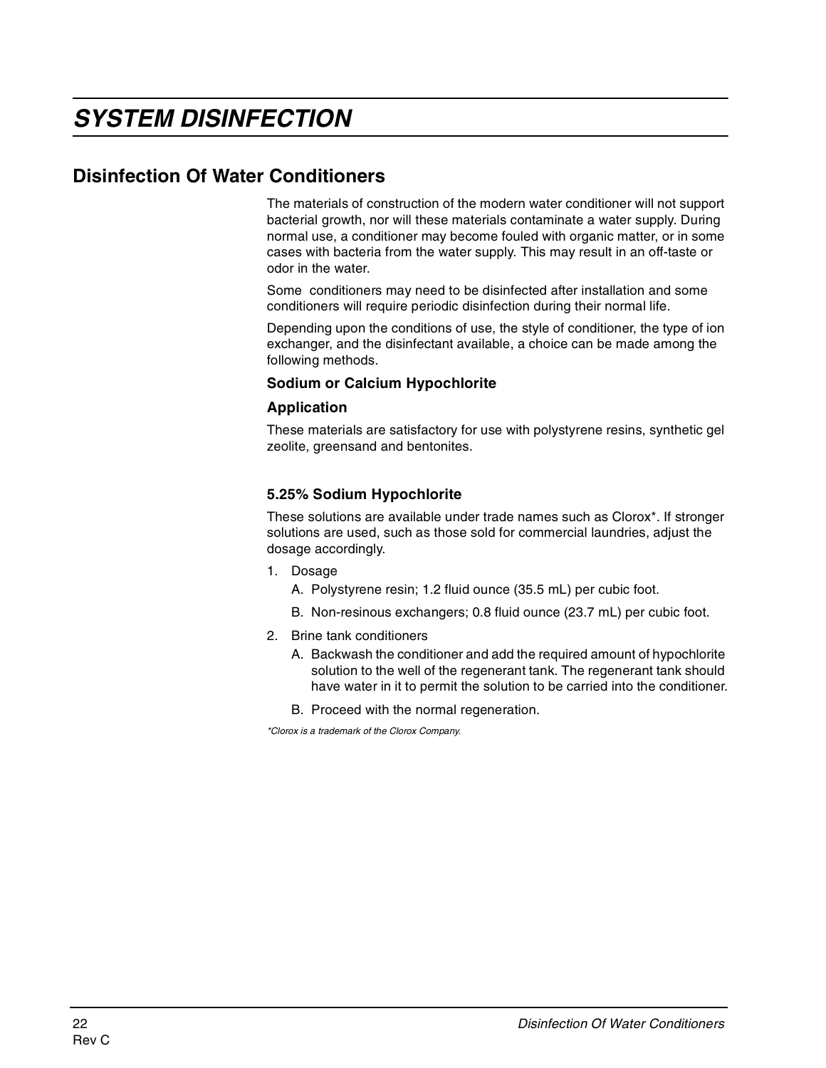# SYSTEM DISINFECTION

## Disinfection Of Water Conditioners

The materials of construction of the modern water conditioner will not support bacterial growth, nor will these materials contaminate a water supply. During normal use, a conditioner may become fouled with organic matter, or in some cases with bacteria from the water supply. This may result in an off-taste or odor in the water.

Some conditioners may need to be disinfected after installation and some conditioners will require periodic disinfection during their normal life.

Depending upon the conditions of use, the style of conditioner, the type of ion exchanger, and the disinfectant available, a choice can be made among the following methods.

### Sodium or Calcium Hypochlorite

#### Application

These materials are satisfactory for use with polystyrene resins, synthetic gel zeolite, greensand and bentonites.

### 5.25% Sodium Hypochlorite

These solutions are available under trade names such as Clorox*. If stronger solutions are used, such as those sold for commercial laundries, adjust the dosage accordingly.

1. Dosage
   - A. Polystyrene resin; 1.2 fluid ounce (35.5 mL) per cubic foot.
   - B. Non-resinous exchangers; 0.8 fluid ounce (23.7 mL) per cubic foot.
2. Brine tank conditioners
   - A. Backwash the conditioner and add the required amount of hypochlorite solution to the well of the regenerant tank. The regenerant tank should have water in it to permit the solution to be carried into the conditioner.
   - B. Proceed with the normal regeneration.

*\*Clorox is a trademark of the Clorox Company.*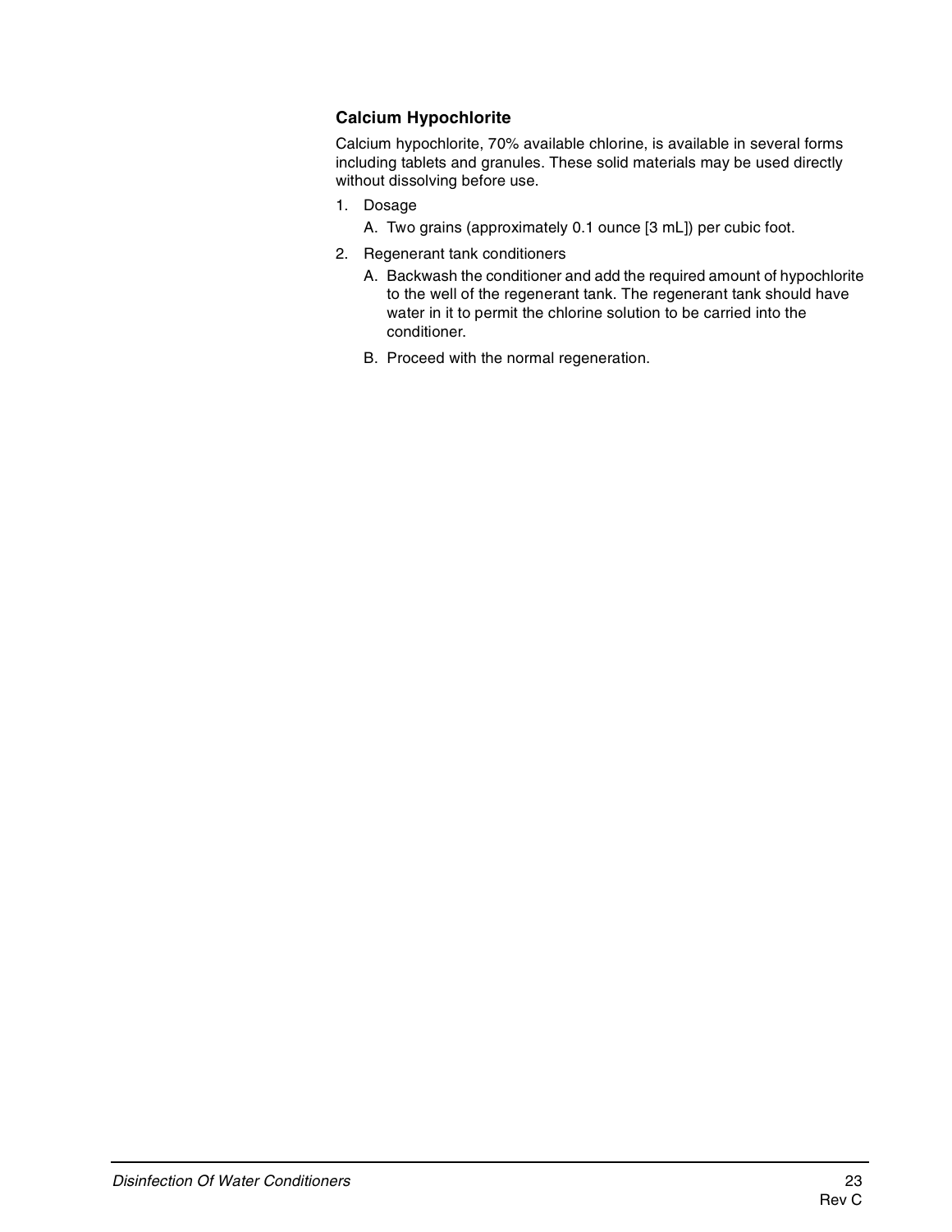### Calcium Hypochlorite

Calcium hypochlorite, 70% available chlorine, is available in several forms including tablets and granules. These solid materials may be used directly without dissolving before use.

1. Dosage
   A. Two grains (approximately 0.1 ounce [3 mL]) per cubic foot.
2. Regenerant tank conditioners
   A. Backwash the conditioner and add the required amount of hypochlorite to the well of the regenerant tank. The regenerant tank should have water in it to permit the chlorine solution to be carried into the conditioner.
   B. Proceed with the normal regeneration.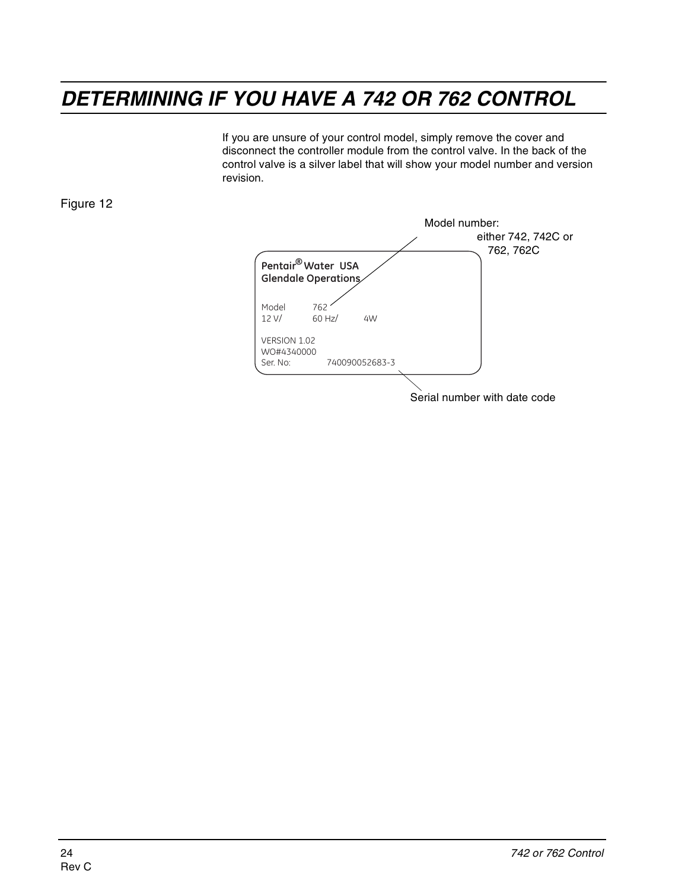# DETERMINING IF YOU HAVE A 742 OR 762 CONTROL

If you are unsure of your control model, simply remove the cover and disconnect the controller module from the control valve. In the back of the control valve is a silver label that will show your model number and version revision.

Figure 12

Model number: either 742, 742C or 762, 762C

Pentair® Water USA
Glendale Operations

Model 762
12 V/ 60 Hz/ 4W

VERSION 1.02
WO#4340000
Ser. No: 740090052683-3

Serial number with date code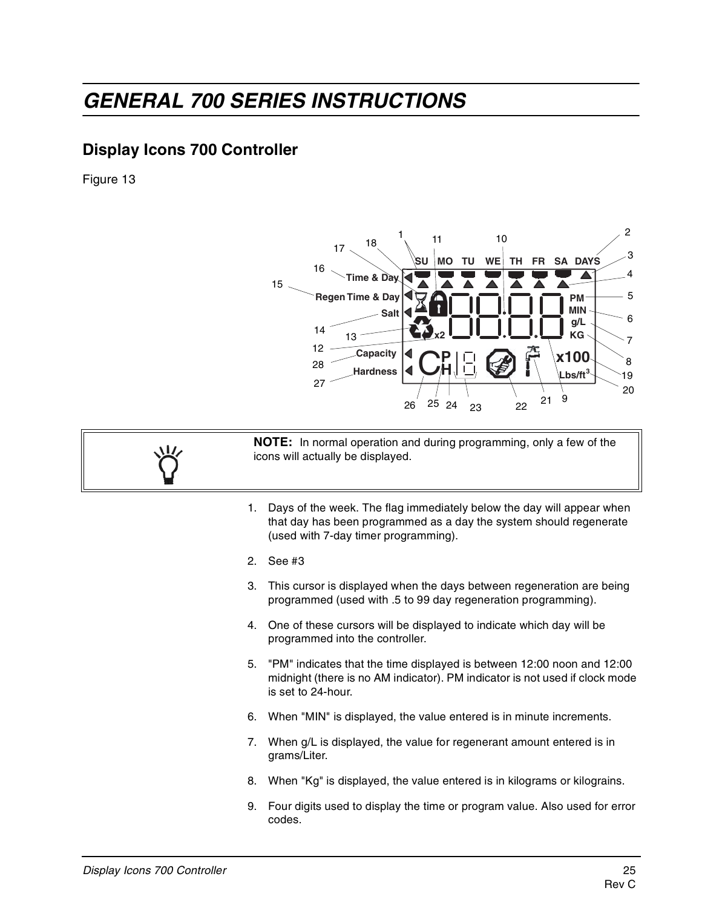# GENERAL 700 SERIES INSTRUCTIONS

## Display Icons 700 Controller

Figure 13

> **NOTE:** In normal operation and during programming, only a few of the icons will actually be displayed.

1. Days of the week. The flag immediately below the day will appear when that day has been programmed as a day the system should regenerate (used with 7-day timer programming).
2. See #3
3. This cursor is displayed when the days between regeneration are being programmed (used with .5 to 99 day regeneration programming).
4. One of these cursors will be displayed to indicate which day will be programmed into the controller.
5. "PM" indicates that the time displayed is between 12:00 noon and 12:00 midnight (there is no AM indicator). PM indicator is not used if clock mode is set to 24-hour.
6. When "MIN" is displayed, the value entered is in minute increments.
7. When g/L is displayed, the value for regenerant amount entered is in grams/Liter.
8. When "Kg" is displayed, the value entered is in kilograms or kilograins.
9. Four digits used to display the time or program value. Also used for error codes.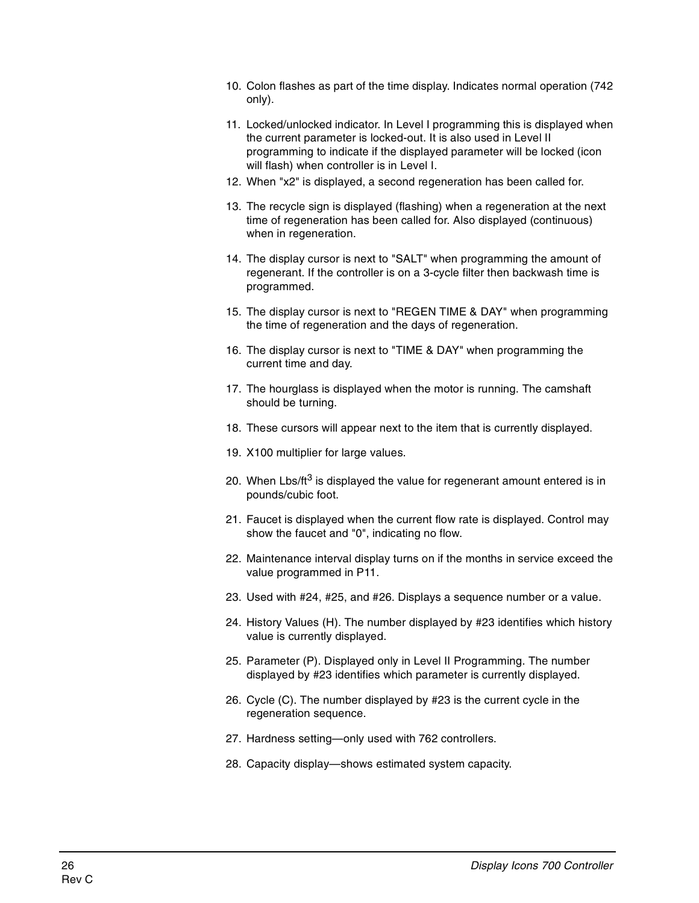10. Colon flashes as part of the time display. Indicates normal operation (742 only).
11. Locked/unlocked indicator. In Level I programming this is displayed when the current parameter is locked-out. It is also used in Level II programming to indicate if the displayed parameter will be locked (icon will flash) when controller is in Level I.
12. When "x2" is displayed, a second regeneration has been called for.
13. The recycle sign is displayed (flashing) when a regeneration at the next time of regeneration has been called for. Also displayed (continuous) when in regeneration.
14. The display cursor is next to "SALT" when programming the amount of regenerant. If the controller is on a 3-cycle filter then backwash time is programmed.
15. The display cursor is next to "REGEN TIME & DAY" when programming the time of regeneration and the days of regeneration.
16. The display cursor is next to "TIME & DAY" when programming the current time and day.
17. The hourglass is displayed when the motor is running. The camshaft should be turning.
18. These cursors will appear next to the item that is currently displayed.
19. X100 multiplier for large values.
20. When Lbs/$ft^3$ is displayed the value for regenerant amount entered is in pounds/cubic foot.
21. Faucet is displayed when the current flow rate is displayed. Control may show the faucet and "0", indicating no flow.
22. Maintenance interval display turns on if the months in service exceed the value programmed in P11.
23. Used with #24, #25, and #26. Displays a sequence number or a value.
24. History Values (H). The number displayed by #23 identifies which history value is currently displayed.
25. Parameter (P). Displayed only in Level II Programming. The number displayed by #23 identifies which parameter is currently displayed.
26. Cycle (C). The number displayed by #23 is the current cycle in the regeneration sequence.
27. Hardness setting—only used with 762 controllers.
28. Capacity display—shows estimated system capacity.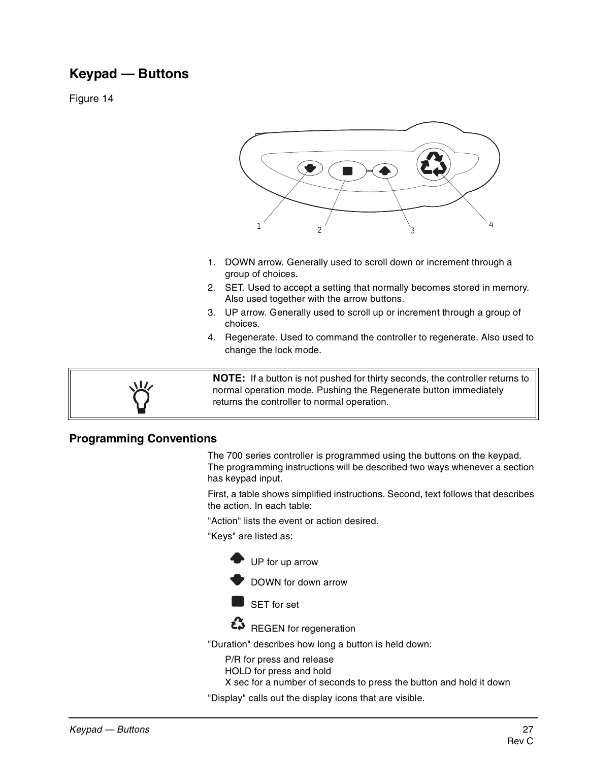## Keypad — Buttons

Figure 14

1. DOWN arrow. Generally used to scroll down or increment through a group of choices.
2. SET. Used to accept a setting that normally becomes stored in memory. Also used together with the arrow buttons.
3. UP arrow. Generally used to scroll up or increment through a group of choices.
4. Regenerate. Used to command the controller to regenerate. Also used to change the lock mode.

> **NOTE:** If a button is not pushed for thirty seconds, the controller returns to normal operation mode. Pushing the Regenerate button immediately returns the controller to normal operation.

## Programming Conventions

The 700 series controller is programmed using the buttons on the keypad. The programming instructions will be described two ways whenever a section has keypad input.

First, a table shows simplified instructions. Second, text follows that describes the action. In each table:

"Action" lists the event or action desired.

"Keys" are listed as:

- UP for up arrow
- DOWN for down arrow
- SET for set
- REGEN for regeneration

"Duration" describes how long a button is held down:

- P/R for press and release
- HOLD for press and hold
- X sec for a number of seconds to press the button and hold it down

"Display" calls out the display icons that are visible.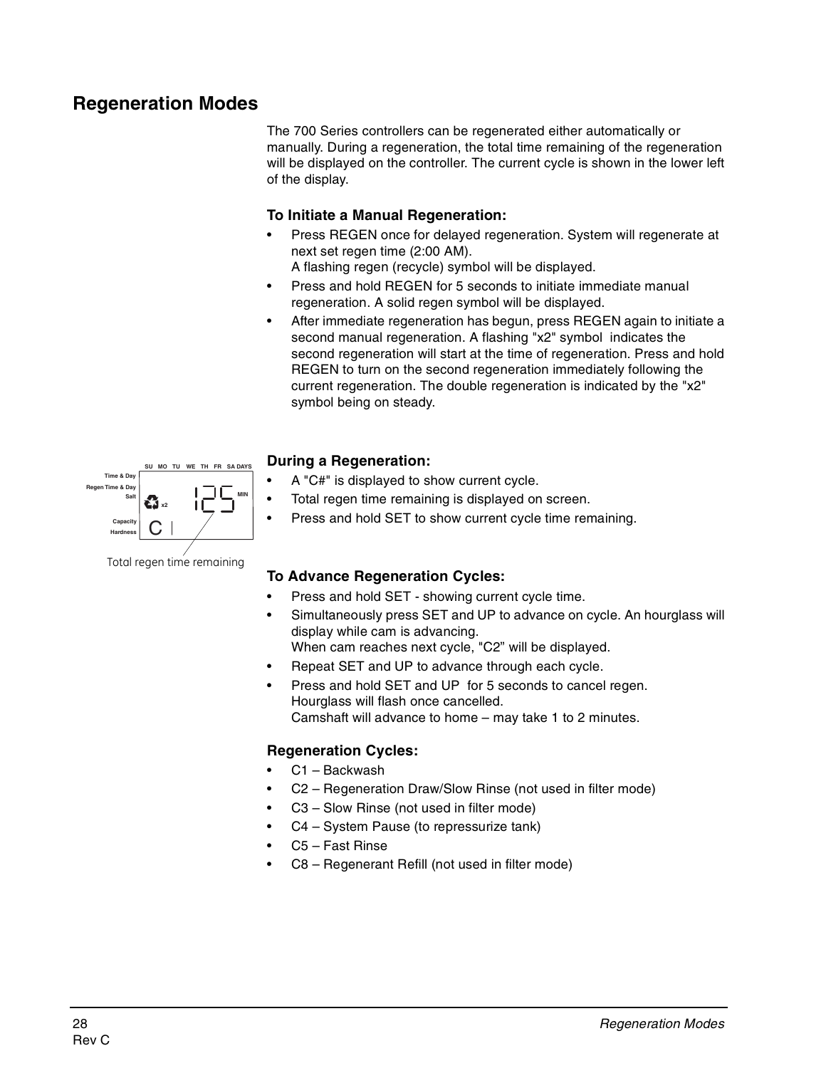# Regeneration Modes

The 700 Series controllers can be regenerated either automatically or manually. During a regeneration, the total time remaining of the regeneration will be displayed on the controller. The current cycle is shown in the lower left of the display.

### To Initiate a Manual Regeneration:

- Press REGEN once for delayed regeneration. System will regenerate at next set regen time (2:00 AM).
  A flashing regen (recycle) symbol will be displayed.
- Press and hold REGEN for 5 seconds to initiate immediate manual regeneration. A solid regen symbol will be displayed.
- After immediate regeneration has begun, press REGEN again to initiate a second manual regeneration. A flashing "x2" symbol indicates the second regeneration will start at the time of regeneration. Press and hold REGEN to turn on the second regeneration immediately following the current regeneration. The double regeneration is indicated by the "x2" symbol being on steady.

### During a Regeneration:

Total regen time remaining

- A "C#" is displayed to show current cycle.
- Total regen time remaining is displayed on screen.
- Press and hold SET to show current cycle time remaining.

### To Advance Regeneration Cycles:

- Press and hold SET - showing current cycle time.
- Simultaneously press SET and UP to advance on cycle. An hourglass will display while cam is advancing.
  When cam reaches next cycle, "C2" will be displayed.
- Repeat SET and UP to advance through each cycle.
- Press and hold SET and UP for 5 seconds to cancel regen.
  Hourglass will flash once cancelled.
  Camshaft will advance to home – may take 1 to 2 minutes.

### Regeneration Cycles:

- C1 – Backwash
- C2 – Regeneration Draw/Slow Rinse (not used in filter mode)
- C3 – Slow Rinse (not used in filter mode)
- C4 – System Pause (to repressurize tank)
- C5 – Fast Rinse
- C8 – Regenerant Refill (not used in filter mode)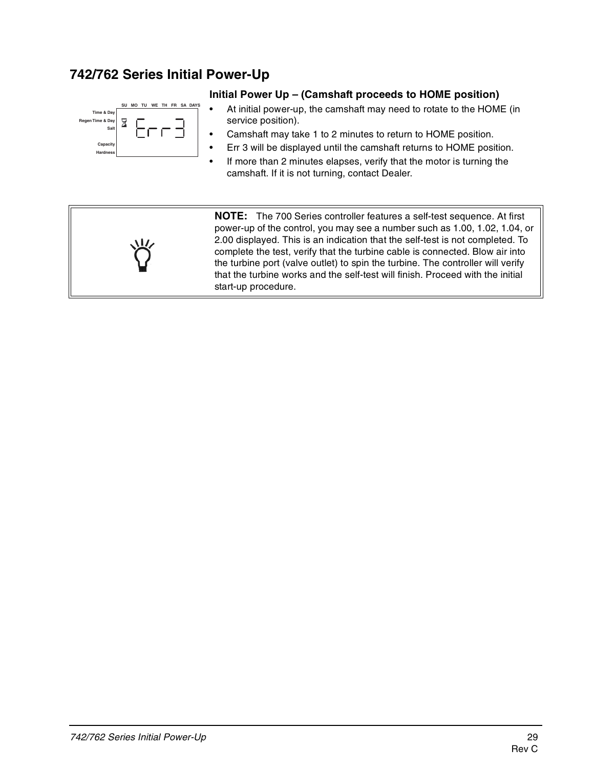# 742/762 Series Initial Power-Up

## Initial Power Up – (Camshaft proceeds to HOME position)

- At initial power-up, the camshaft may need to rotate to the HOME (in service position).
- Camshaft may take 1 to 2 minutes to return to HOME position.
- Err 3 will be displayed until the camshaft returns to HOME position.
- If more than 2 minutes elapses, verify that the motor is turning the camshaft. If it is not turning, contact Dealer.

**NOTE:** The 700 Series controller features a self-test sequence. At first power-up of the control, you may see a number such as 1.00, 1.02, 1.04, or 2.00 displayed. This is an indication that the self-test is not completed. To complete the test, verify that the turbine cable is connected. Blow air into the turbine port (valve outlet) to spin the turbine. The controller will verify that the turbine works and the self-test will finish. Proceed with the initial start-up procedure.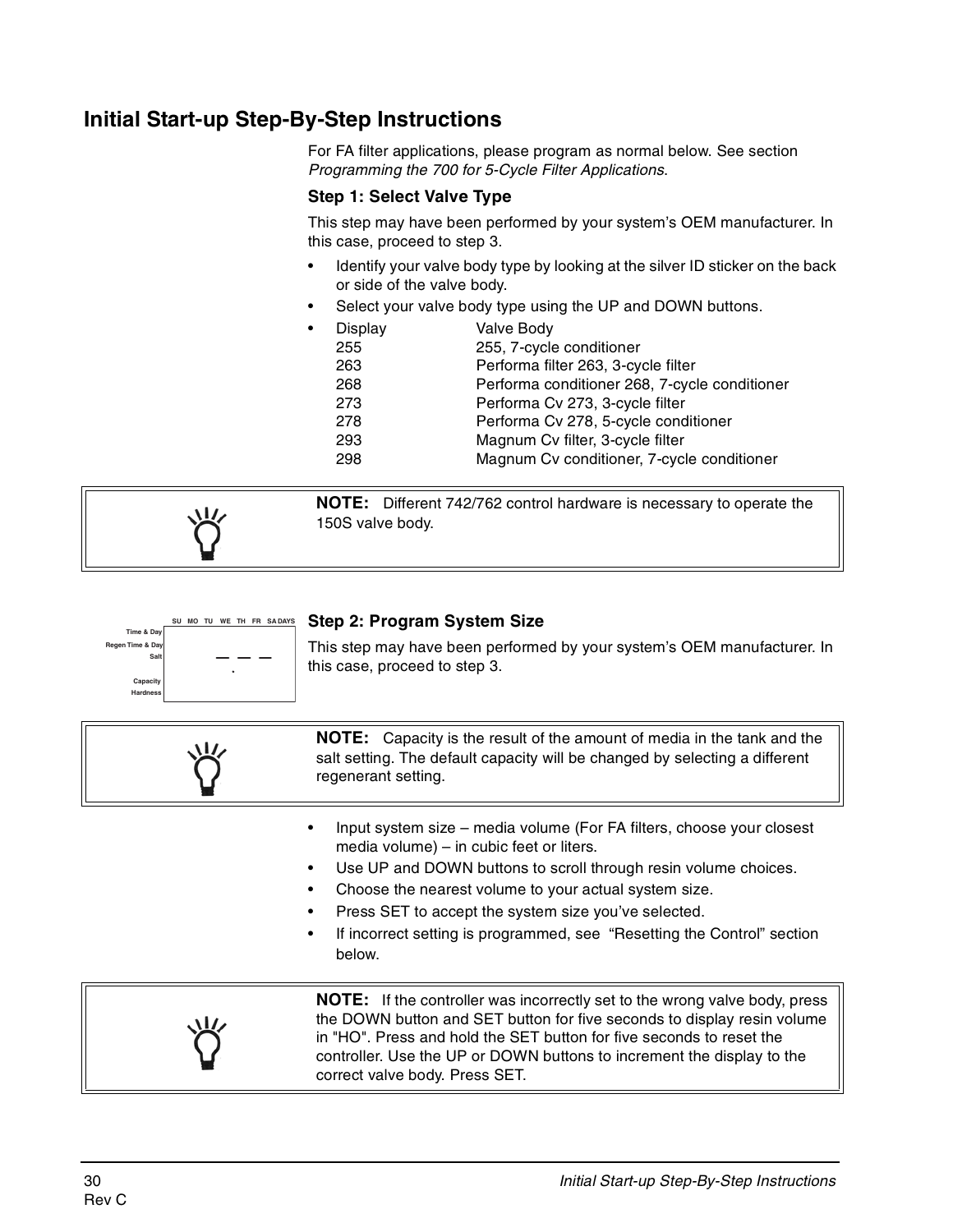## Initial Start-up Step-By-Step Instructions

For FA filter applications, please program as normal below. See section *Programming the 700 for 5-Cycle Filter Applications*.

### Step 1: Select Valve Type

This step may have been performed by your system's OEM manufacturer. In this case, proceed to step 3.

- Identify your valve body type by looking at the silver ID sticker on the back or side of the valve body.
- Select your valve body type using the UP and DOWN buttons.
- Display / Valve Body

| Display | Valve Body |
|---|---|
| 255 | 255, 7-cycle conditioner |
| 263 | Performa filter 263, 3-cycle filter |
| 268 | Performa conditioner 268, 7-cycle conditioner |
| 273 | Performa Cv 273, 3-cycle filter |
| 278 | Performa Cv 278, 5-cycle conditioner |
| 293 | Magnum Cv filter, 3-cycle filter |
| 298 | Magnum Cv conditioner, 7-cycle conditioner |

> **NOTE:** Different 742/762 control hardware is necessary to operate the 150S valve body.

### Step 2: Program System Size

This step may have been performed by your system's OEM manufacturer. In this case, proceed to step 3.

> **NOTE:** Capacity is the result of the amount of media in the tank and the salt setting. The default capacity will be changed by selecting a different regenerant setting.

- Input system size – media volume (For FA filters, choose your closest media volume) – in cubic feet or liters.
- Use UP and DOWN buttons to scroll through resin volume choices.
- Choose the nearest volume to your actual system size.
- Press SET to accept the system size you've selected.
- If incorrect setting is programmed, see "Resetting the Control" section below.

> **NOTE:** If the controller was incorrectly set to the wrong valve body, press the DOWN button and SET button for five seconds to display resin volume in "HO". Press and hold the SET button for five seconds to reset the controller. Use the UP or DOWN buttons to increment the display to the correct valve body. Press SET.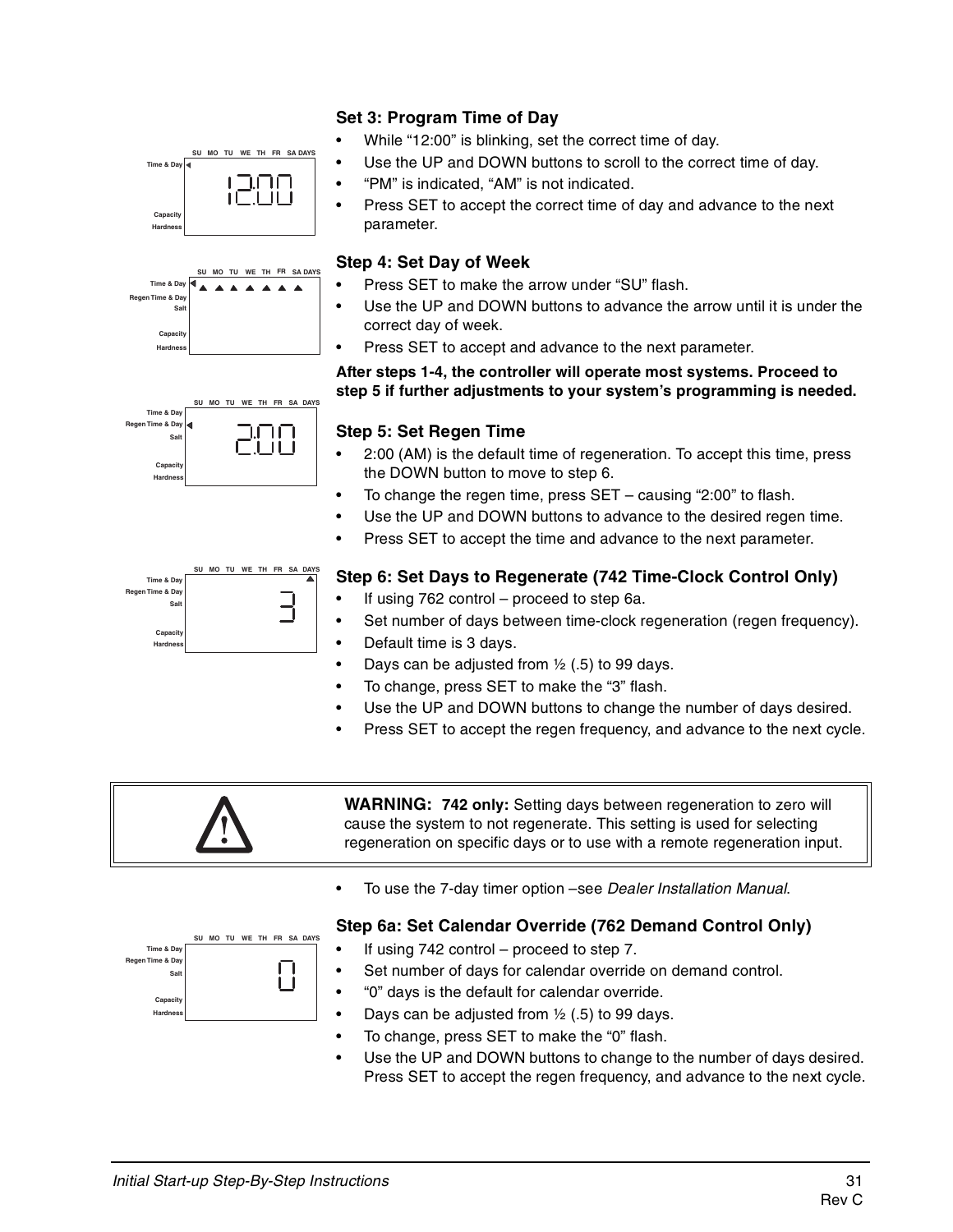### Set 3: Program Time of Day

- While “12:00” is blinking, set the correct time of day.
- Use the UP and DOWN buttons to scroll to the correct time of day.
- “PM” is indicated, “AM” is not indicated.
- Press SET to accept the correct time of day and advance to the next parameter.

### Step 4: Set Day of Week

- Press SET to make the arrow under “SU” flash.
- Use the UP and DOWN buttons to advance the arrow until it is under the correct day of week.
- Press SET to accept and advance to the next parameter.

**After steps 1-4, the controller will operate most systems. Proceed to step 5 if further adjustments to your system’s programming is needed.**

### Step 5: Set Regen Time

- 2:00 (AM) is the default time of regeneration. To accept this time, press the DOWN button to move to step 6.
- To change the regen time, press SET – causing “2:00” to flash.
- Use the UP and DOWN buttons to advance to the desired regen time.
- Press SET to accept the time and advance to the next parameter.

### Step 6: Set Days to Regenerate (742 Time-Clock Control Only)

- If using 762 control – proceed to step 6a.
- Set number of days between time-clock regeneration (regen frequency).
- Default time is 3 days.
- Days can be adjusted from ½ (.5) to 99 days.
- To change, press SET to make the “3” flash.
- Use the UP and DOWN buttons to change the number of days desired.
- Press SET to accept the regen frequency, and advance to the next cycle.

**WARNING: 742 only:** Setting days between regeneration to zero will cause the system to not regenerate. This setting is used for selecting regeneration on specific days or to use with a remote regeneration input.

- To use the 7-day timer option –see *Dealer Installation Manual*.

### Step 6a: Set Calendar Override (762 Demand Control Only)

- If using 742 control – proceed to step 7.
- Set number of days for calendar override on demand control.
- “0” days is the default for calendar override.
- Days can be adjusted from ½ (.5) to 99 days.
- To change, press SET to make the “0” flash.
- Use the UP and DOWN buttons to change to the number of days desired. Press SET to accept the regen frequency, and advance to the next cycle.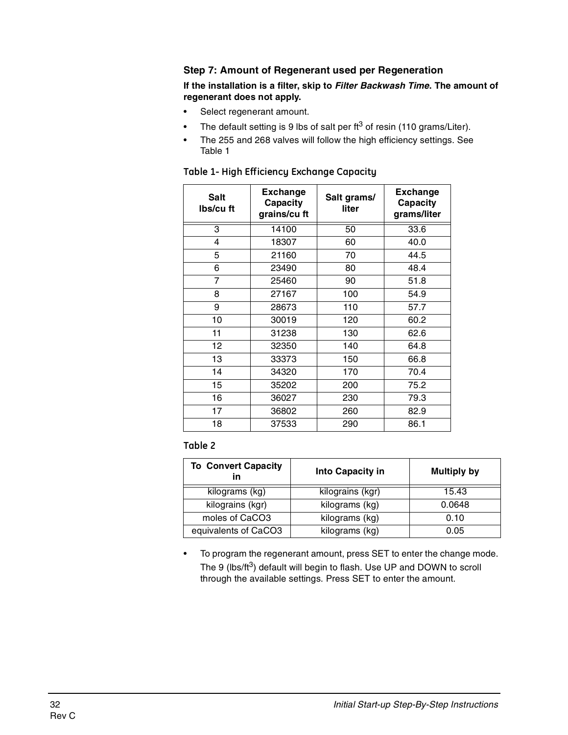### Step 7: Amount of Regenerant used per Regeneration

**If the installation is a filter, skip to *Filter Backwash Time*. The amount of regenerant does not apply.**

- Select regenerant amount.
- The default setting is 9 lbs of salt per $ft^3$ of resin (110 grams/Liter).
- The 255 and 268 valves will follow the high efficiency settings. See Table 1

Table 1- High Efficiency Exchange Capacity

| Salt lbs/cu ft | Exchange Capacity grains/cu ft | Salt grams/ liter | Exchange Capacity grams/liter |
|---|---|---|---|
| 3 | 14100 | 50 | 33.6 |
| 4 | 18307 | 60 | 40.0 |
| 5 | 21160 | 70 | 44.5 |
| 6 | 23490 | 80 | 48.4 |
| 7 | 25460 | 90 | 51.8 |
| 8 | 27167 | 100 | 54.9 |
| 9 | 28673 | 110 | 57.7 |
| 10 | 30019 | 120 | 60.2 |
| 11 | 31238 | 130 | 62.6 |
| 12 | 32350 | 140 | 64.8 |
| 13 | 33373 | 150 | 66.8 |
| 14 | 34320 | 170 | 70.4 |
| 15 | 35202 | 200 | 75.2 |
| 16 | 36027 | 230 | 79.3 |
| 17 | 36802 | 260 | 82.9 |
| 18 | 37533 | 290 | 86.1 |

Table 2

| To Convert Capacity in | Into Capacity in | Multiply by |
|---|---|---|
| kilograms (kg) | kilograins (kgr) | 15.43 |
| kilograins (kgr) | kilograms (kg) | 0.0648 |
| moles of CaCO3 | kilograms (kg) | 0.10 |
| equivalents of CaCO3 | kilograms (kg) | 0.05 |

- To program the regenerant amount, press SET to enter the change mode. The 9 (lbs/$ft^3$) default will begin to flash. Use UP and DOWN to scroll through the available settings. Press SET to enter the amount.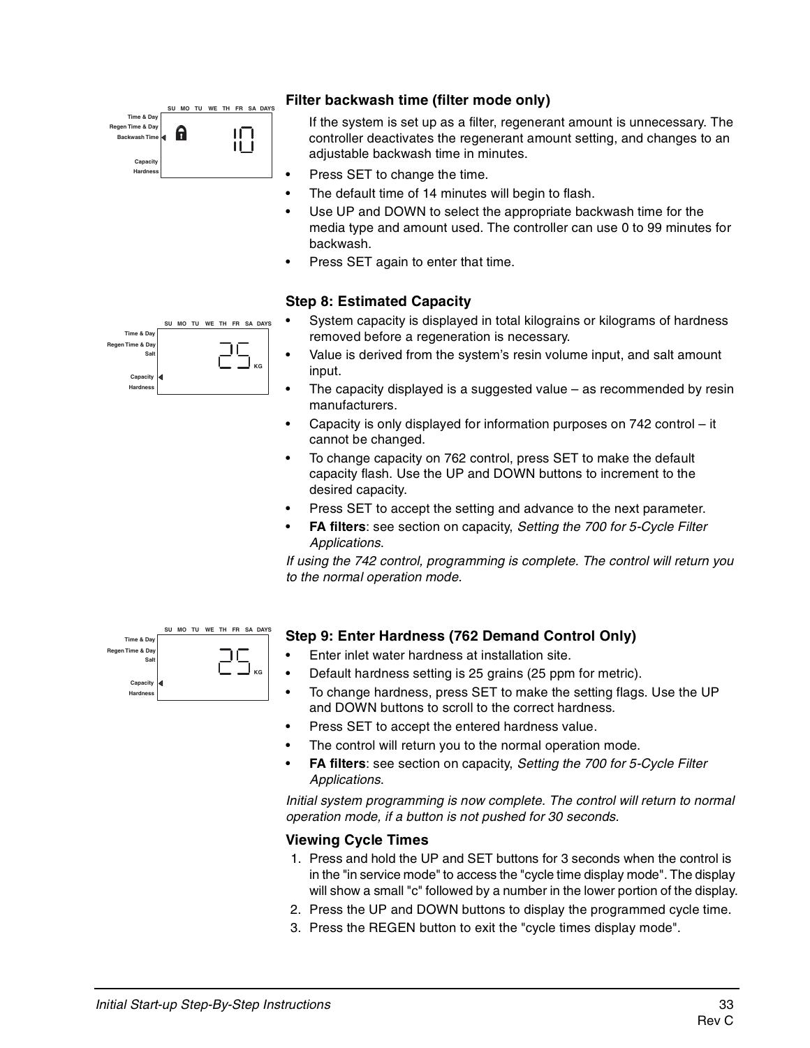### Filter backwash time (filter mode only)

If the system is set up as a filter, regenerant amount is unnecessary. The controller deactivates the regenerant amount setting, and changes to an adjustable backwash time in minutes.

- Press SET to change the time.
- The default time of 14 minutes will begin to flash.
- Use UP and DOWN to select the appropriate backwash time for the media type and amount used. The controller can use 0 to 99 minutes for backwash.
- Press SET again to enter that time.

### Step 8: Estimated Capacity

- System capacity is displayed in total kilograins or kilograms of hardness removed before a regeneration is necessary.
- Value is derived from the system's resin volume input, and salt amount input.
- The capacity displayed is a suggested value – as recommended by resin manufacturers.
- Capacity is only displayed for information purposes on 742 control – it cannot be changed.
- To change capacity on 762 control, press SET to make the default capacity flash. Use the UP and DOWN buttons to increment to the desired capacity.
- Press SET to accept the setting and advance to the next parameter.
- **FA filters**: see section on capacity, *Setting the 700 for 5-Cycle Filter Applications*.

*If using the 742 control, programming is complete. The control will return you to the normal operation mode.*

### Step 9: Enter Hardness (762 Demand Control Only)

- Enter inlet water hardness at installation site.
- Default hardness setting is 25 grains (25 ppm for metric).
- To change hardness, press SET to make the setting flags. Use the UP and DOWN buttons to scroll to the correct hardness.
- Press SET to accept the entered hardness value.
- The control will return you to the normal operation mode.
- **FA filters**: see section on capacity, *Setting the 700 for 5-Cycle Filter Applications*.

*Initial system programming is now complete. The control will return to normal operation mode, if a button is not pushed for 30 seconds.*

### Viewing Cycle Times

1. Press and hold the UP and SET buttons for 3 seconds when the control is in the "in service mode" to access the "cycle time display mode". The display will show a small "c" followed by a number in the lower portion of the display.
2. Press the UP and DOWN buttons to display the programmed cycle time.
3. Press the REGEN button to exit the "cycle times display mode".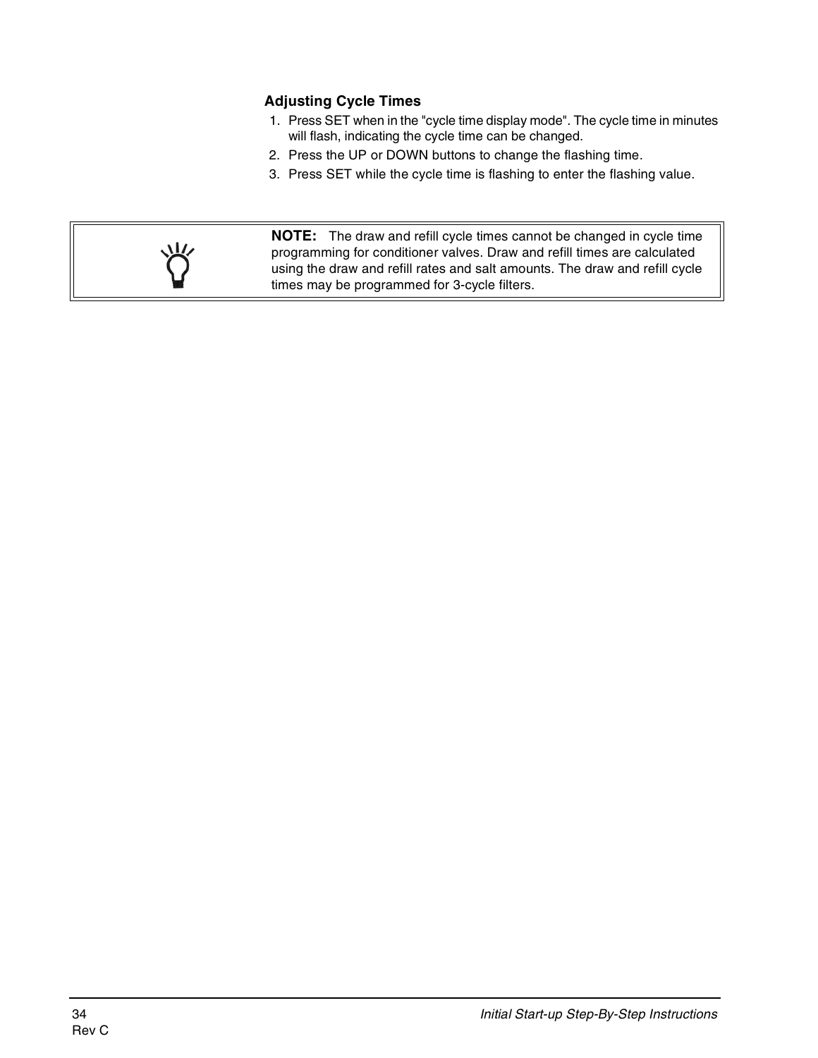### Adjusting Cycle Times

1. Press SET when in the "cycle time display mode". The cycle time in minutes will flash, indicating the cycle time can be changed.
2. Press the UP or DOWN buttons to change the flashing time.
3. Press SET while the cycle time is flashing to enter the flashing value.

> **NOTE:** The draw and refill cycle times cannot be changed in cycle time programming for conditioner valves. Draw and refill times are calculated using the draw and refill rates and salt amounts. The draw and refill cycle times may be programmed for 3-cycle filters.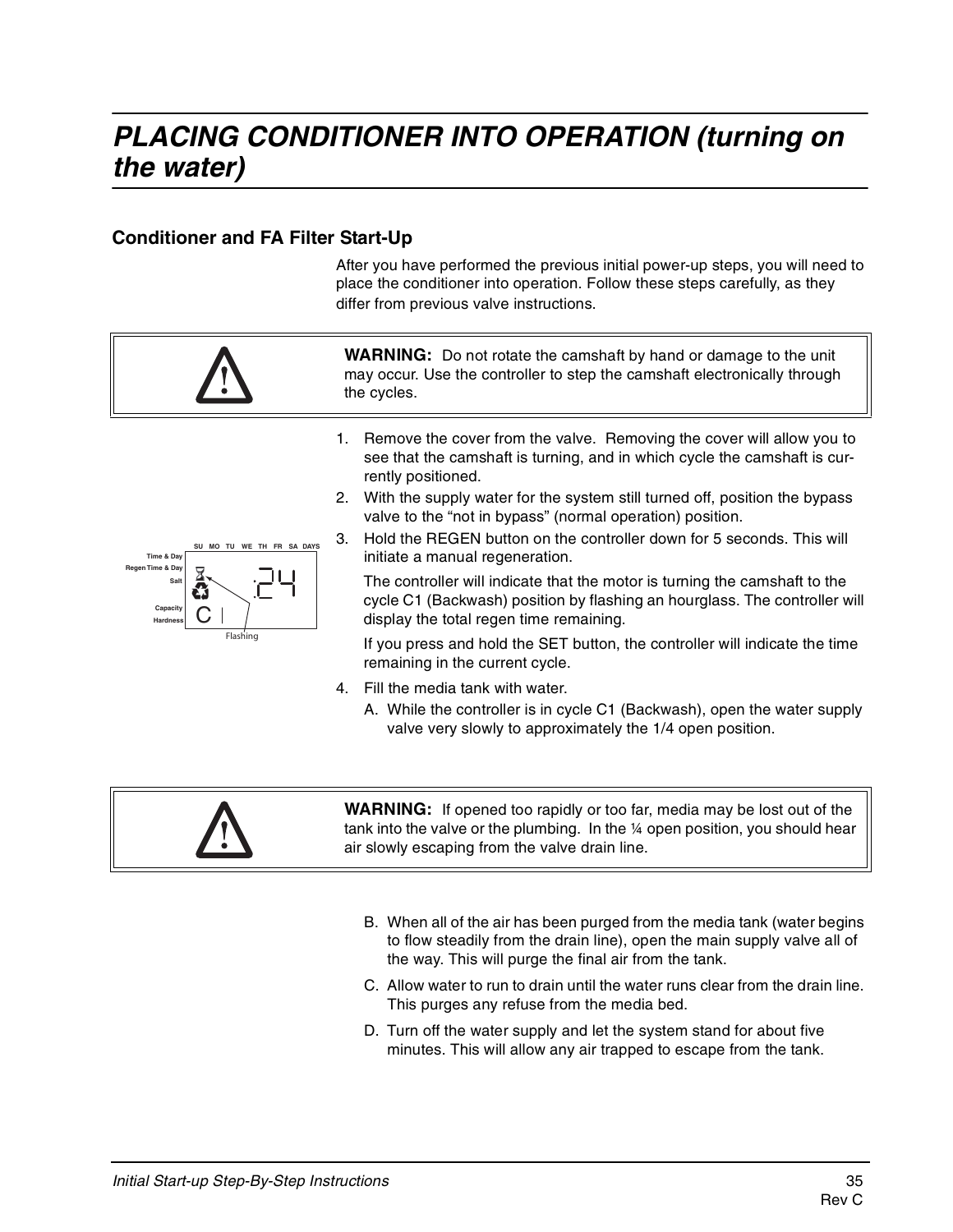# PLACING CONDITIONER INTO OPERATION (turning on the water)

## Conditioner and FA Filter Start-Up

After you have performed the previous initial power-up steps, you will need to place the conditioner into operation. Follow these steps carefully, as they differ from previous valve instructions.

> **WARNING:** Do not rotate the camshaft by hand or damage to the unit may occur. Use the controller to step the camshaft electronically through the cycles.

1. Remove the cover from the valve. Removing the cover will allow you to see that the camshaft is turning, and in which cycle the camshaft is currently positioned.
2. With the supply water for the system still turned off, position the bypass valve to the "not in bypass" (normal operation) position.
3. Hold the REGEN button on the controller down for 5 seconds. This will initiate a manual regeneration.

   The controller will indicate that the motor is turning the camshaft to the cycle C1 (Backwash) position by flashing an hourglass. The controller will display the total regen time remaining.

   If you press and hold the SET button, the controller will indicate the time remaining in the current cycle.
4. Fill the media tank with water.
   A. While the controller is in cycle C1 (Backwash), open the water supply valve very slowly to approximately the 1/4 open position.

> **WARNING:** If opened too rapidly or too far, media may be lost out of the tank into the valve or the plumbing. In the ¼ open position, you should hear air slowly escaping from the valve drain line.

   B. When all of the air has been purged from the media tank (water begins to flow steadily from the drain line), open the main supply valve all of the way. This will purge the final air from the tank.

   C. Allow water to run to drain until the water runs clear from the drain line. This purges any refuse from the media bed.

   D. Turn off the water supply and let the system stand for about five minutes. This will allow any air trapped to escape from the tank.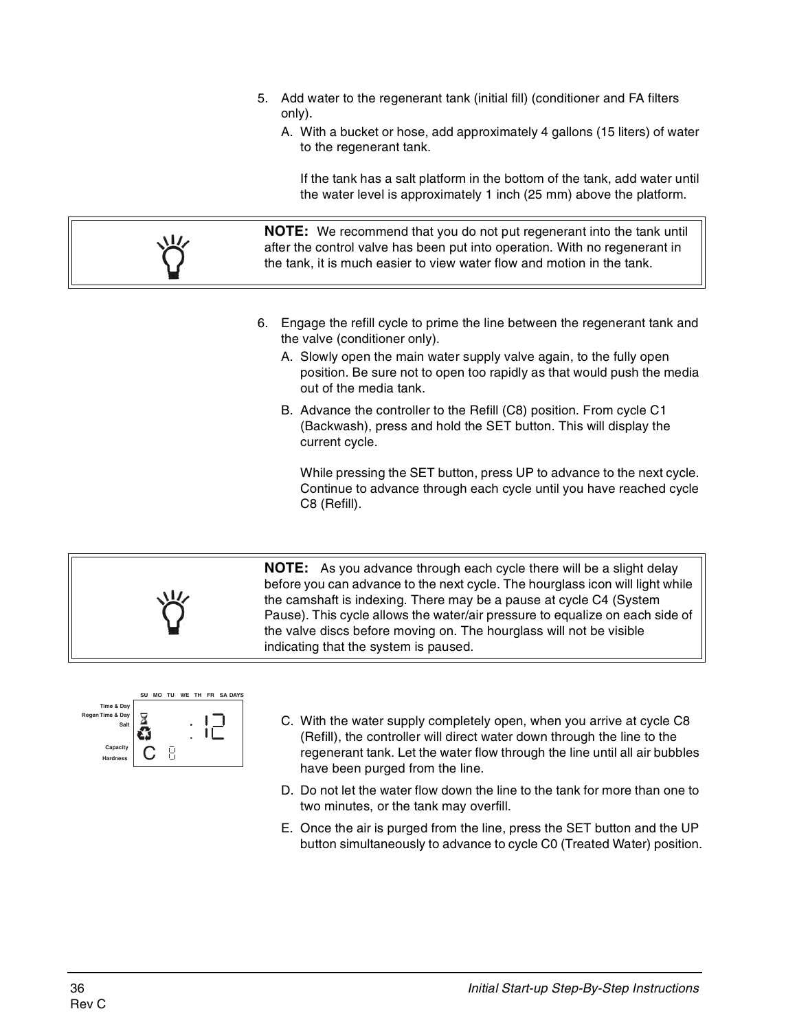5. Add water to the regenerant tank (initial fill) (conditioner and FA filters only).
   A. With a bucket or hose, add approximately 4 gallons (15 liters) of water to the regenerant tank.

      If the tank has a salt platform in the bottom of the tank, add water until the water level is approximately 1 inch (25 mm) above the platform.

> **NOTE:** We recommend that you do not put regenerant into the tank until after the control valve has been put into operation. With no regenerant in the tank, it is much easier to view water flow and motion in the tank.

6. Engage the refill cycle to prime the line between the regenerant tank and the valve (conditioner only).
   A. Slowly open the main water supply valve again, to the fully open position. Be sure not to open too rapidly as that would push the media out of the media tank.
   B. Advance the controller to the Refill (C8) position. From cycle C1 (Backwash), press and hold the SET button. This will display the current cycle.

      While pressing the SET button, press UP to advance to the next cycle. Continue to advance through each cycle until you have reached cycle C8 (Refill).

> **NOTE:** As you advance through each cycle there will be a slight delay before you can advance to the next cycle. The hourglass icon will light while the camshaft is indexing. There may be a pause at cycle C4 (System Pause). This cycle allows the water/air pressure to equalize on each side of the valve discs before moving on. The hourglass will not be visible indicating that the system is paused.

   C. With the water supply completely open, when you arrive at cycle C8 (Refill), the controller will direct water down through the line to the regenerant tank. Let the water flow through the line until all air bubbles have been purged from the line.
   D. Do not let the water flow down the line to the tank for more than one to two minutes, or the tank may overfill.
   E. Once the air is purged from the line, press the SET button and the UP button simultaneously to advance to cycle C0 (Treated Water) position.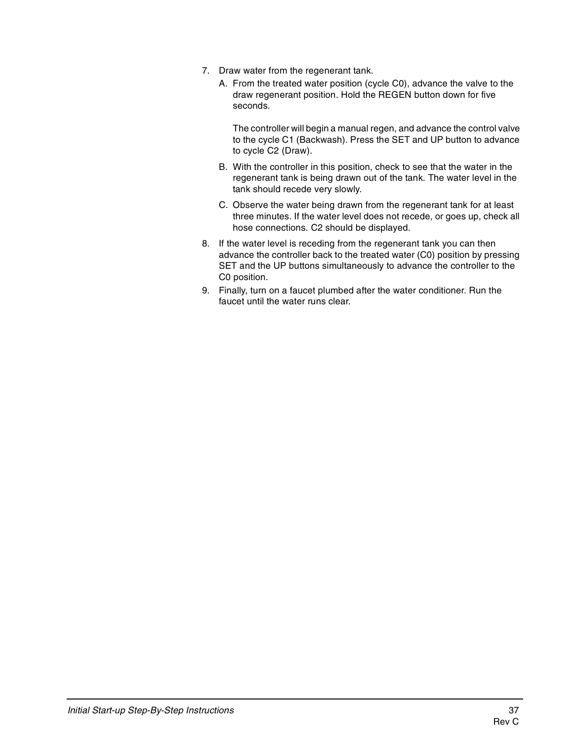7. Draw water from the regenerant tank.
   A. From the treated water position (cycle C0), advance the valve to the draw regenerant position. Hold the REGEN button down for five seconds.

      The controller will begin a manual regen, and advance the control valve to the cycle C1 (Backwash). Press the SET and UP button to advance to cycle C2 (Draw).
   B. With the controller in this position, check to see that the water in the regenerant tank is being drawn out of the tank. The water level in the tank should recede very slowly.
   C. Observe the water being drawn from the regenerant tank for at least three minutes. If the water level does not recede, or goes up, check all hose connections. C2 should be displayed.
8. If the water level is receding from the regenerant tank you can then advance the controller back to the treated water (C0) position by pressing SET and the UP buttons simultaneously to advance the controller to the C0 position.
9. Finally, turn on a faucet plumbed after the water conditioner. Run the faucet until the water runs clear.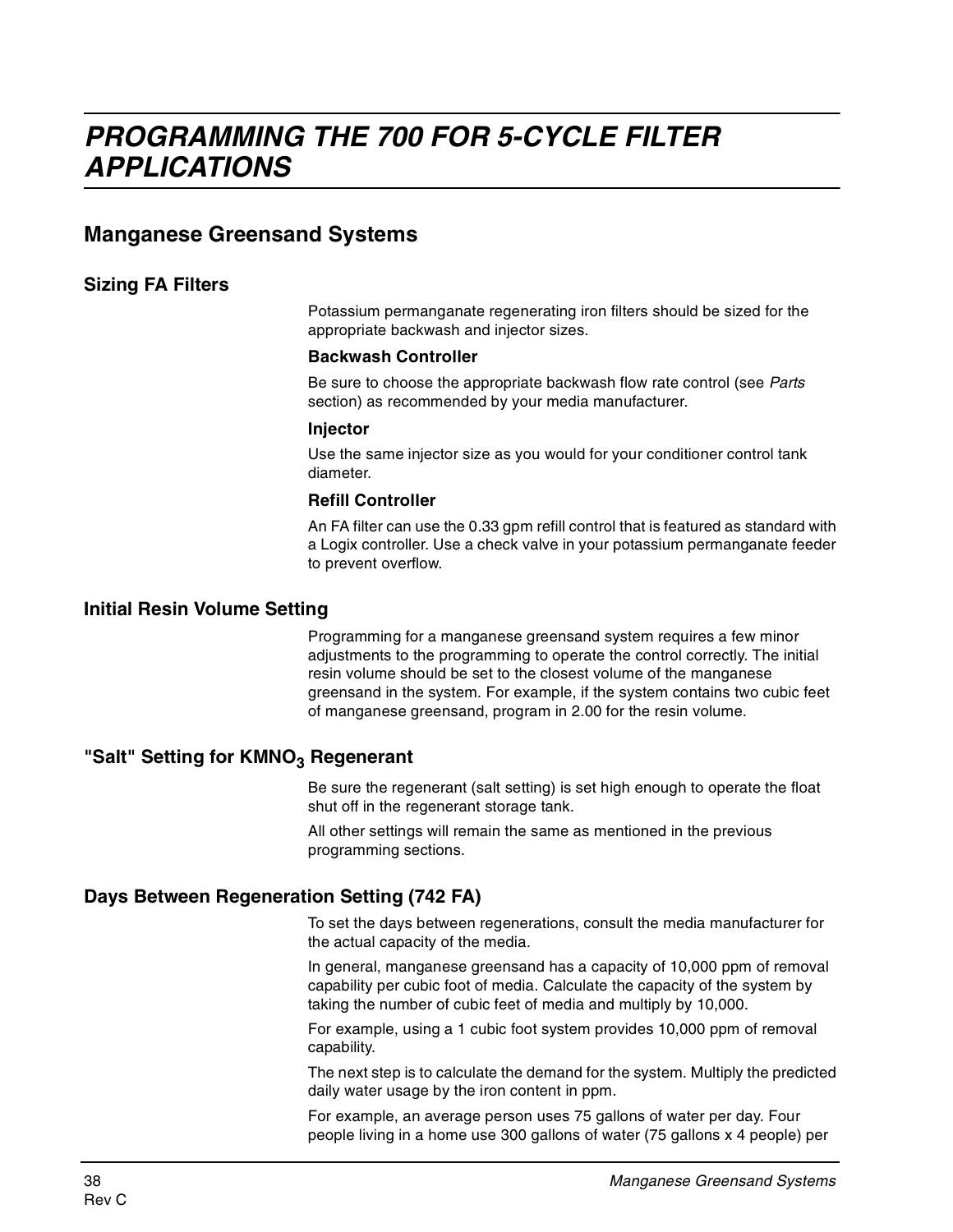# PROGRAMMING THE 700 FOR 5-CYCLE FILTER APPLICATIONS

## Manganese Greensand Systems

### Sizing FA Filters

Potassium permanganate regenerating iron filters should be sized for the appropriate backwash and injector sizes.

**Backwash Controller**

Be sure to choose the appropriate backwash flow rate control (see *Parts* section) as recommended by your media manufacturer.

**Injector**

Use the same injector size as you would for your conditioner control tank diameter.

**Refill Controller**

An FA filter can use the 0.33 gpm refill control that is featured as standard with a Logix controller. Use a check valve in your potassium permanganate feeder to prevent overflow.

### Initial Resin Volume Setting

Programming for a manganese greensand system requires a few minor adjustments to the programming to operate the control correctly. The initial resin volume should be set to the closest volume of the manganese greensand in the system. For example, if the system contains two cubic feet of manganese greensand, program in 2.00 for the resin volume.

### "Salt" Setting for $KMNO_3$ Regenerant

Be sure the regenerant (salt setting) is set high enough to operate the float shut off in the regenerant storage tank.

All other settings will remain the same as mentioned in the previous programming sections.

### Days Between Regeneration Setting (742 FA)

To set the days between regenerations, consult the media manufacturer for the actual capacity of the media.

In general, manganese greensand has a capacity of 10,000 ppm of removal capability per cubic foot of media. Calculate the capacity of the system by taking the number of cubic feet of media and multiply by 10,000.

For example, using a 1 cubic foot system provides 10,000 ppm of removal capability.

The next step is to calculate the demand for the system. Multiply the predicted daily water usage by the iron content in ppm.

For example, an average person uses 75 gallons of water per day. Four people living in a home use 300 gallons of water (75 gallons x 4 people) per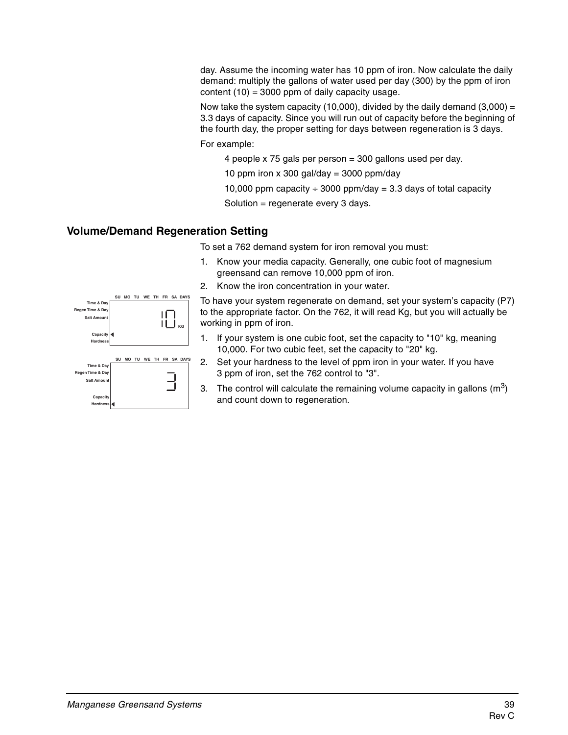day. Assume the incoming water has 10 ppm of iron. Now calculate the daily demand: multiply the gallons of water used per day (300) by the ppm of iron content (10) = 3000 ppm of daily capacity usage.

Now take the system capacity (10,000), divided by the daily demand (3,000) = 3.3 days of capacity. Since you will run out of capacity before the beginning of the fourth day, the proper setting for days between regeneration is 3 days.

For example:

4 people x 75 gals per person = 300 gallons used per day.

10 ppm iron x 300 gal/day = 3000 ppm/day

10,000 ppm capacity ÷ 3000 ppm/day = 3.3 days of total capacity

Solution = regenerate every 3 days.

## Volume/Demand Regeneration Setting

To set a 762 demand system for iron removal you must:

1. Know your media capacity. Generally, one cubic foot of magnesium greensand can remove 10,000 ppm of iron.
2. Know the iron concentration in your water.

To have your system regenerate on demand, set your system's capacity (P7) to the appropriate factor. On the 762, it will read Kg, but you will actually be working in ppm of iron.

1. If your system is one cubic foot, set the capacity to "10" kg, meaning 10,000. For two cubic feet, set the capacity to "20" kg.
2. Set your hardness to the level of ppm iron in your water. If you have 3 ppm of iron, set the 762 control to "3".
3. The control will calculate the remaining volume capacity in gallons ($m^3$) and count down to regeneration.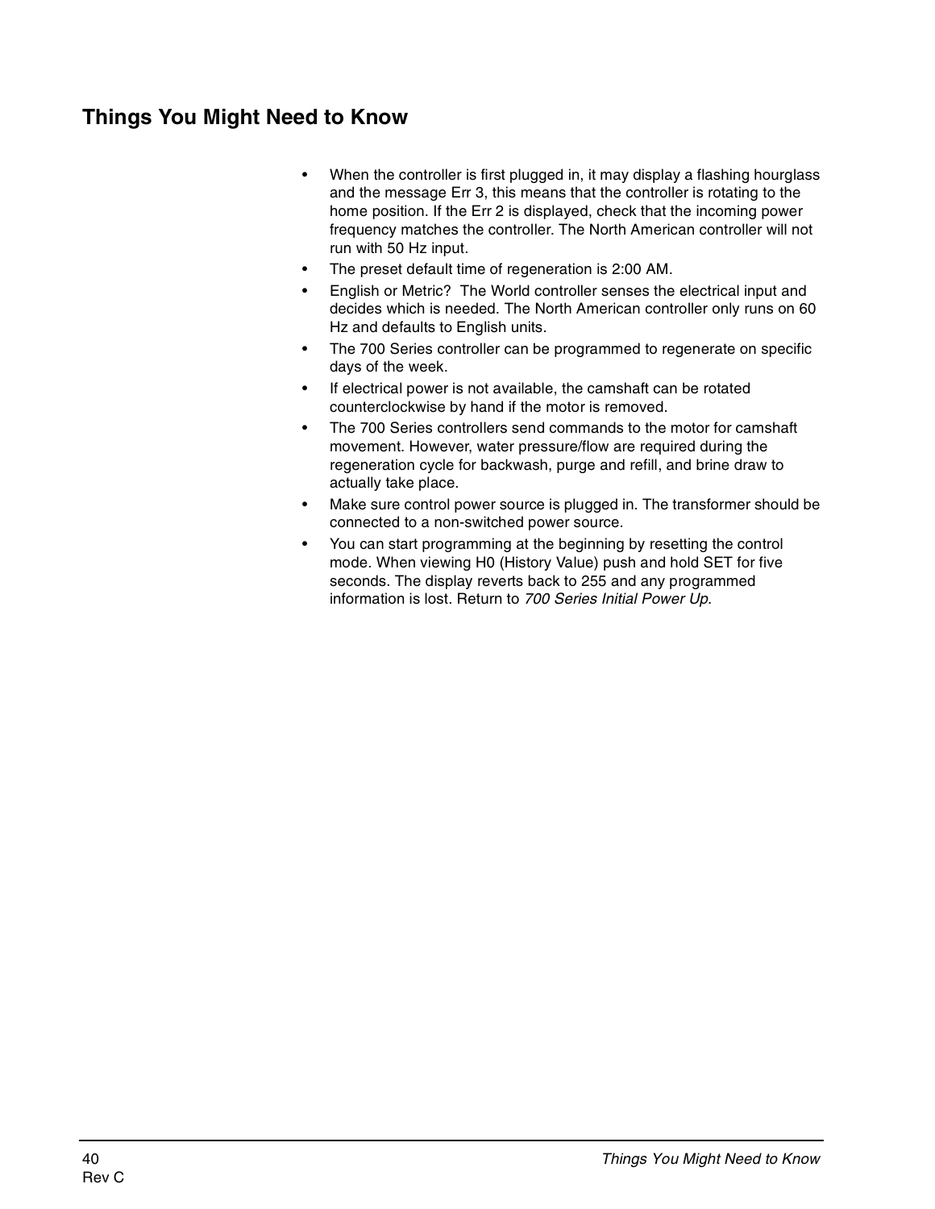## Things You Might Need to Know

- When the controller is first plugged in, it may display a flashing hourglass and the message Err 3, this means that the controller is rotating to the home position. If the Err 2 is displayed, check that the incoming power frequency matches the controller. The North American controller will not run with 50 Hz input.
- The preset default time of regeneration is 2:00 AM.
- English or Metric?  The World controller senses the electrical input and decides which is needed. The North American controller only runs on 60 Hz and defaults to English units.
- The 700 Series controller can be programmed to regenerate on specific days of the week.
- If electrical power is not available, the camshaft can be rotated counterclockwise by hand if the motor is removed.
- The 700 Series controllers send commands to the motor for camshaft movement. However, water pressure/flow are required during the regeneration cycle for backwash, purge and refill, and brine draw to actually take place.
- Make sure control power source is plugged in. The transformer should be connected to a non-switched power source.
- You can start programming at the beginning by resetting the control mode. When viewing H0 (History Value) push and hold SET for five seconds. The display reverts back to 255 and any programmed information is lost. Return to *700 Series Initial Power Up*.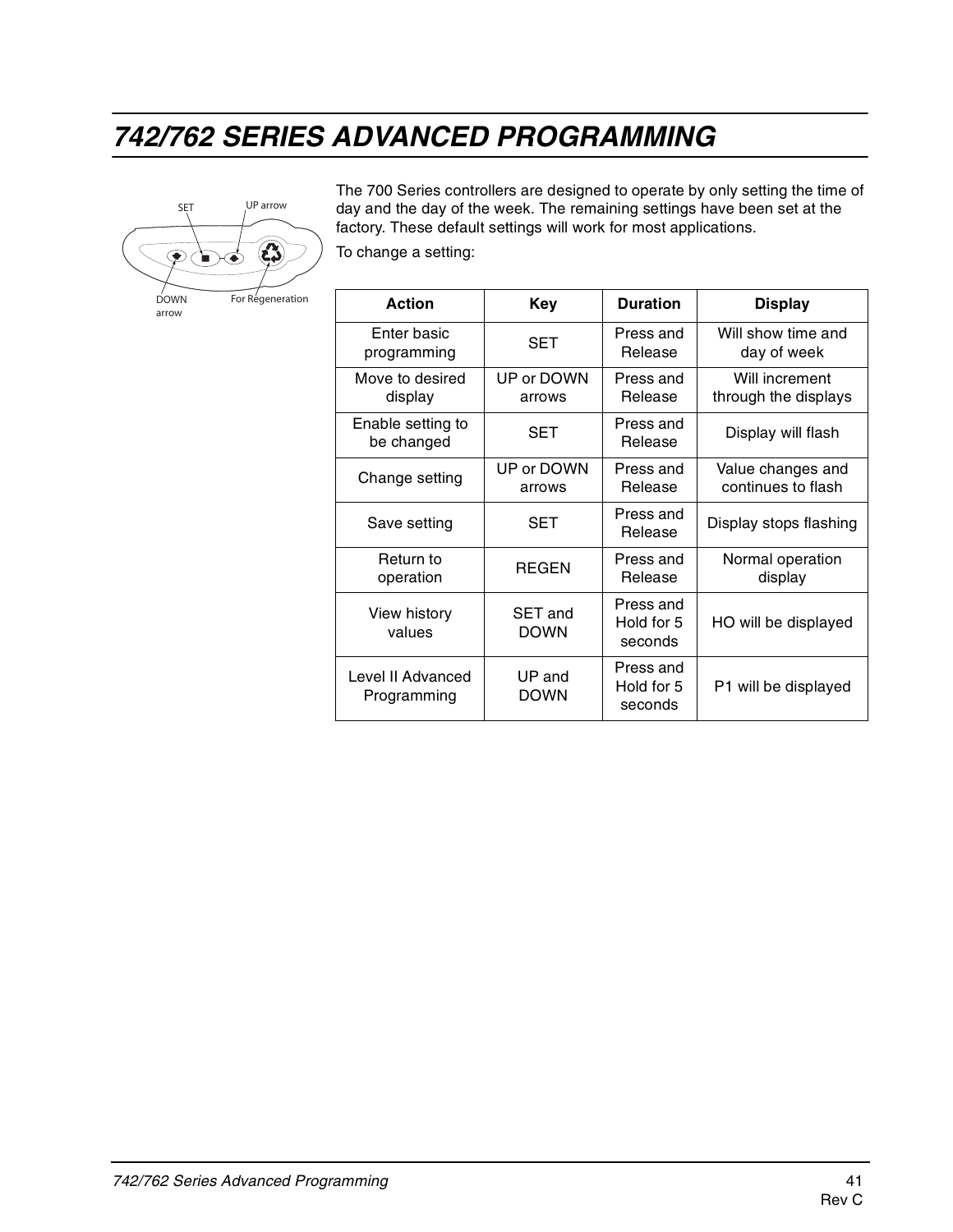# 742/762 SERIES ADVANCED PROGRAMMING

SET UP arrow

DOWN arrow For Regeneration

The 700 Series controllers are designed to operate by only setting the time of day and the day of the week. The remaining settings have been set at the factory. These default settings will work for most applications.

To change a setting:

| Action | Key | Duration | Display |
|---|---|---|---|
| Enter basic programming | SET | Press and Release | Will show time and day of week |
| Move to desired display | UP or DOWN arrows | Press and Release | Will increment through the displays |
| Enable setting to be changed | SET | Press and Release | Display will flash |
| Change setting | UP or DOWN arrows | Press and Release | Value changes and continues to flash |
| Save setting | SET | Press and Release | Display stops flashing |
| Return to operation | REGEN | Press and Release | Normal operation display |
| View history values | SET and DOWN | Press and Hold for 5 seconds | HO will be displayed |
| Level II Advanced Programming | UP and DOWN | Press and Hold for 5 seconds | P1 will be displayed |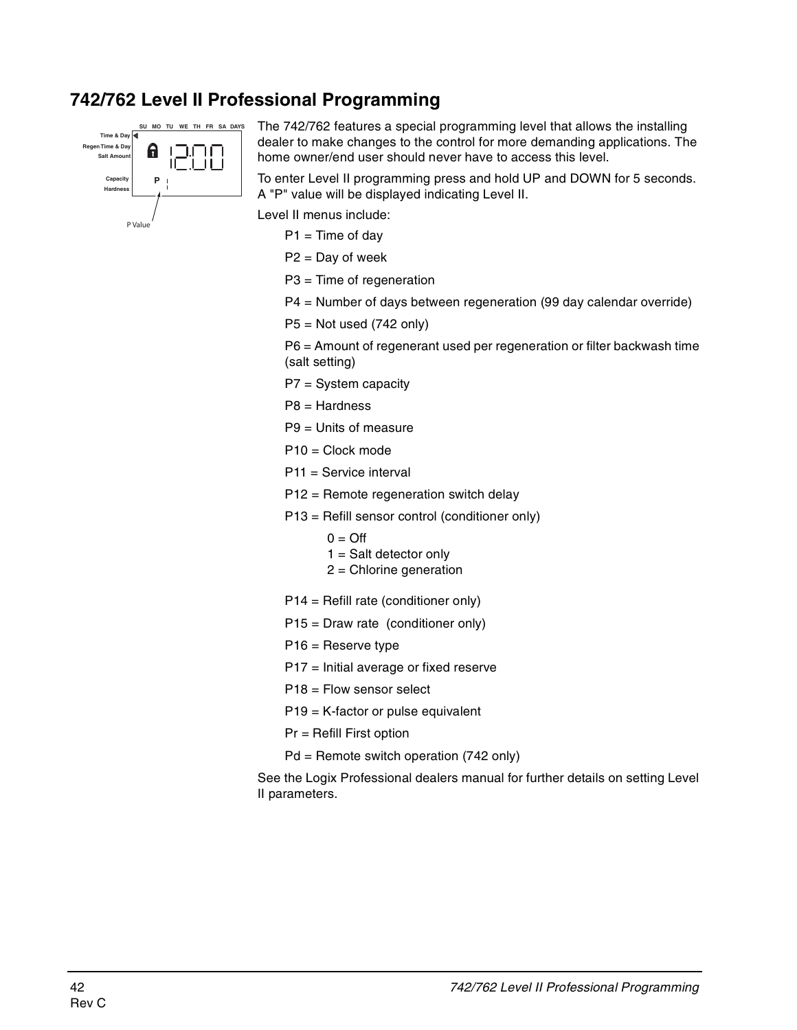## 742/762 Level II Professional Programming

The 742/762 features a special programming level that allows the installing dealer to make changes to the control for more demanding applications. The home owner/end user should never have to access this level.

To enter Level II programming press and hold UP and DOWN for 5 seconds. A "P" value will be displayed indicating Level II.

Level II menus include:

- P1 = Time of day
- P2 = Day of week
- P3 = Time of regeneration
- P4 = Number of days between regeneration (99 day calendar override)
- P5 = Not used (742 only)
- P6 = Amount of regenerant used per regeneration or filter backwash time (salt setting)
- P7 = System capacity
- P8 = Hardness
- P9 = Units of measure
- P10 = Clock mode
- P11 = Service interval
- P12 = Remote regeneration switch delay
- P13 = Refill sensor control (conditioner only)
  - 0 = Off
  - 1 = Salt detector only
  - 2 = Chlorine generation
- P14 = Refill rate (conditioner only)
- P15 = Draw rate (conditioner only)
- P16 = Reserve type
- P17 = Initial average or fixed reserve
- P18 = Flow sensor select
- P19 = K-factor or pulse equivalent
- Pr = Refill First option
- Pd = Remote switch operation (742 only)

See the Logix Professional dealers manual for further details on setting Level II parameters.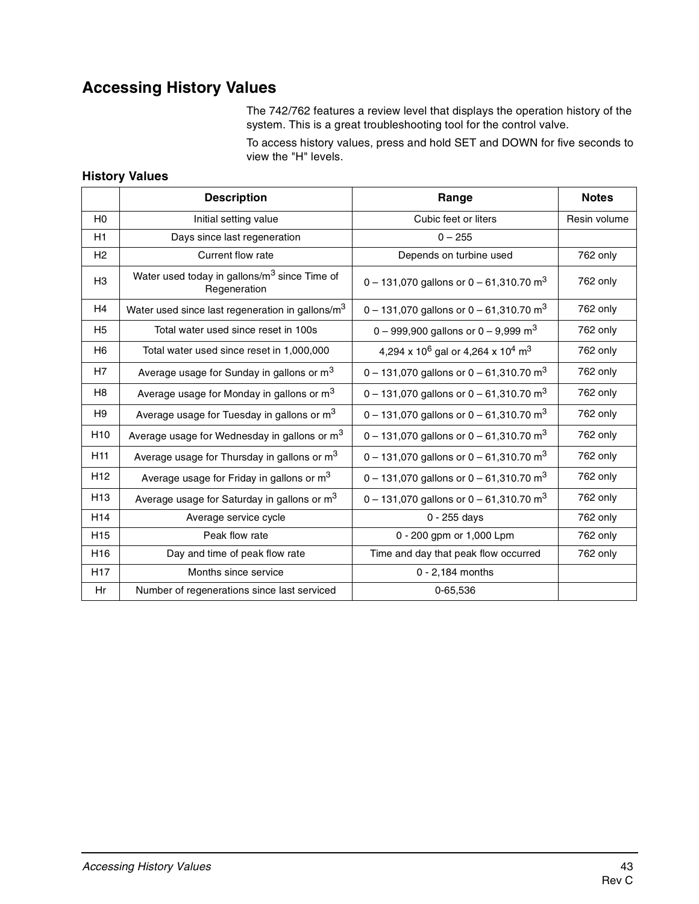# Accessing History Values

The 742/762 features a review level that displays the operation history of the system. This is a great troubleshooting tool for the control valve.

To access history values, press and hold SET and DOWN for five seconds to view the "H" levels.

### History Values

| | Description | Range | Notes |
|---|---|---|---|
| H0 | Initial setting value | Cubic feet or liters | Resin volume |
| H1 | Days since last regeneration | 0 – 255 | |
| H2 | Current flow rate | Depends on turbine used | 762 only |
| H3 | Water used today in gallons/$m^3$ since Time of Regeneration | 0 – 131,070 gallons or 0 – 61,310.70 $m^3$ | 762 only |
| H4 | Water used since last regeneration in gallons/$m^3$ | 0 – 131,070 gallons or 0 – 61,310.70 $m^3$ | 762 only |
| H5 | Total water used since reset in 100s | 0 – 999,900 gallons or 0 – 9,999 $m^3$ | 762 only |
| H6 | Total water used since reset in 1,000,000 | 4,294 x $10^6$ gal or 4,264 x $10^4$ $m^3$ | 762 only |
| H7 | Average usage for Sunday in gallons or $m^3$ | 0 – 131,070 gallons or 0 – 61,310.70 $m^3$ | 762 only |
| H8 | Average usage for Monday in gallons or $m^3$ | 0 – 131,070 gallons or 0 – 61,310.70 $m^3$ | 762 only |
| H9 | Average usage for Tuesday in gallons or $m^3$ | 0 – 131,070 gallons or 0 – 61,310.70 $m^3$ | 762 only |
| H10 | Average usage for Wednesday in gallons or $m^3$ | 0 – 131,070 gallons or 0 – 61,310.70 $m^3$ | 762 only |
| H11 | Average usage for Thursday in gallons or $m^3$ | 0 – 131,070 gallons or 0 – 61,310.70 $m^3$ | 762 only |
| H12 | Average usage for Friday in gallons or $m^3$ | 0 – 131,070 gallons or 0 – 61,310.70 $m^3$ | 762 only |
| H13 | Average usage for Saturday in gallons or $m^3$ | 0 – 131,070 gallons or 0 – 61,310.70 $m^3$ | 762 only |
| H14 | Average service cycle | 0 - 255 days | 762 only |
| H15 | Peak flow rate | 0 - 200 gpm or 1,000 Lpm | 762 only |
| H16 | Day and time of peak flow rate | Time and day that peak flow occurred | 762 only |
| H17 | Months since service | 0 - 2,184 months | |
| Hr | Number of regenerations since last serviced | 0-65,536 | |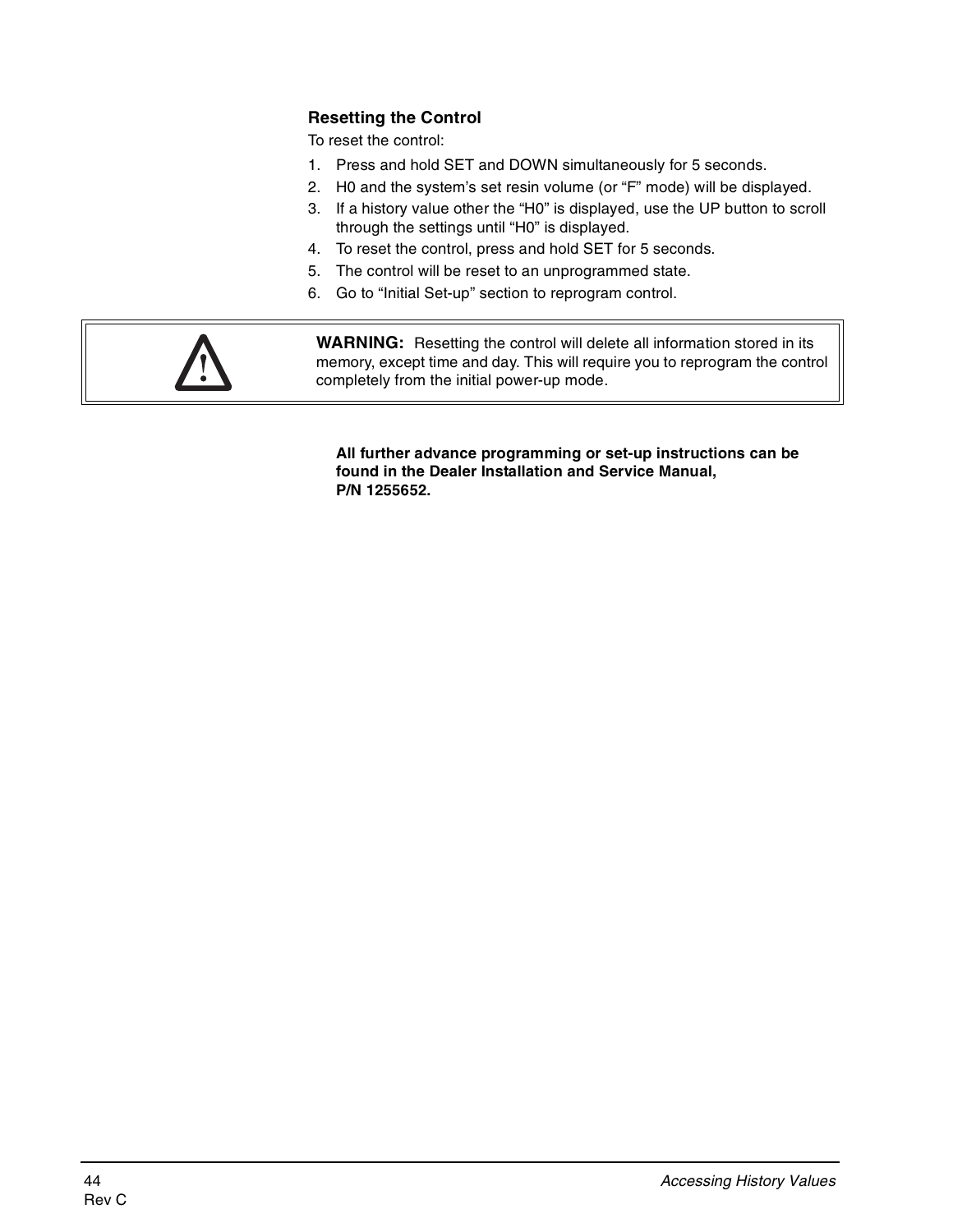### Resetting the Control

To reset the control:

1. Press and hold SET and DOWN simultaneously for 5 seconds.
2. H0 and the system's set resin volume (or "F" mode) will be displayed.
3. If a history value other the "H0" is displayed, use the UP button to scroll through the settings until "H0" is displayed.
4. To reset the control, press and hold SET for 5 seconds.
5. The control will be reset to an unprogrammed state.
6. Go to "Initial Set-up" section to reprogram control.

> **WARNING:** Resetting the control will delete all information stored in its memory, except time and day. This will require you to reprogram the control completely from the initial power-up mode.

**All further advance programming or set-up instructions can be found in the Dealer Installation and Service Manual, P/N 1255652.**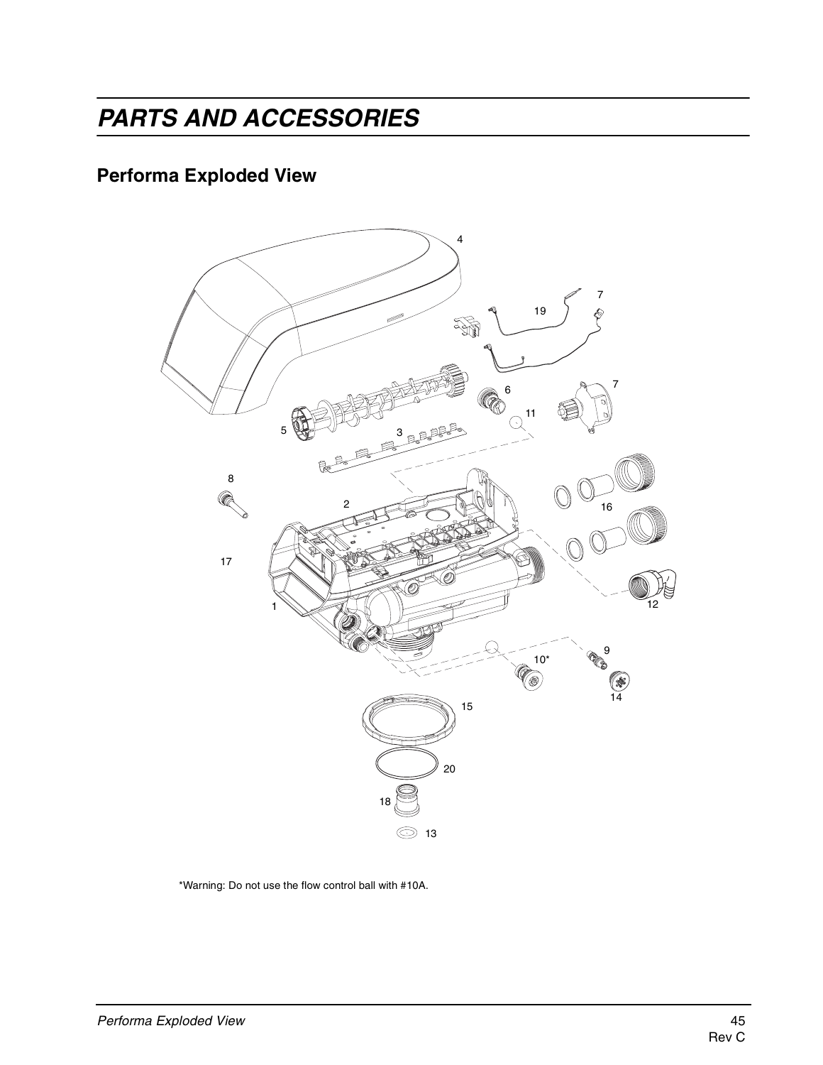# PARTS AND ACCESSORIES

## Performa Exploded View

*Warning: Do not use the flow control ball with #10A.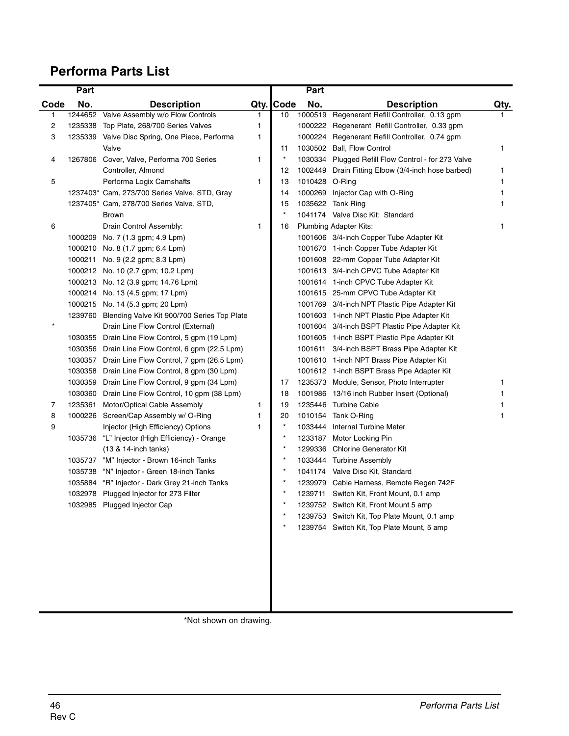## Performa Parts List

| Code | Part No. | Description | Qty. |
|---|---|---|---|
| 1 | 1244652 | Valve Assembly w/o Flow Controls | 1 |
| 2 | 1235338 | Top Plate, 268/700 Series Valves | 1 |
| 3 | 1235339 | Valve Disc Spring, One Piece, Performa Valve | 1 |
| 4 | 1267806 | Cover, Valve, Performa 700 Series Controller, Almond | 1 |
| 5 | | Performa Logix Camshafts | 1 |
| | 1237403* | Cam, 273/700 Series Valve, STD, Gray | |
| | 1237405* | Cam, 278/700 Series Valve, STD, Brown | |
| 6 | | Drain Control Assembly: | 1 |
| | 1000209 | No. 7 (1.3 gpm; 4.9 Lpm) | |
| | 1000210 | No. 8 (1.7 gpm; 6.4 Lpm) | |
| | 1000211 | No. 9 (2.2 gpm; 8.3 Lpm) | |
| | 1000212 | No. 10 (2.7 gpm; 10.2 Lpm) | |
| | 1000213 | No. 12 (3.9 gpm; 14.76 Lpm) | |
| | 1000214 | No. 13 (4.5 gpm; 17 Lpm) | |
| | 1000215 | No. 14 (5.3 gpm; 20 Lpm) | |
| | 1239760 | Blending Valve Kit 900/700 Series Top Plate | |
| * | | Drain Line Flow Control (External) | |
| | 1030355 | Drain Line Flow Control, 5 gpm (19 Lpm) | |
| | 1030356 | Drain Line Flow Control, 6 gpm (22.5 Lpm) | |
| | 1030357 | Drain Line Flow Control, 7 gpm (26.5 Lpm) | |
| | 1030358 | Drain Line Flow Control, 8 gpm (30 Lpm) | |
| | 1030359 | Drain Line Flow Control, 9 gpm (34 Lpm) | |
| | 1030360 | Drain Line Flow Control, 10 gpm (38 Lpm) | |
| 7 | 1235361 | Motor/Optical Cable Assembly | 1 |
| 8 | 1000226 | Screen/Cap Assembly w/ O-Ring | 1 |
| 9 | | Injector (High Efficiency) Options | 1 |
| | 1035736 | "L" Injector (High Efficiency) - Orange (13 & 14-inch tanks) | |
| | 1035737 | "M" Injector - Brown 16-inch Tanks | |
| | 1035738 | "N" Injector - Green 18-inch Tanks | |
| | 1035884 | "R" Injector - Dark Grey 21-inch Tanks | |
| | 1032978 | Plugged Injector for 273 Filter | |
| | 1032985 | Plugged Injector Cap | |
| 10 | 1000519 | Regenerant Refill Controller, 0.13 gpm | 1 |
| | 1000222 | Regenerant Refill Controller, 0.33 gpm | |
| | 1000224 | Regenerant Refill Controller, 0.74 gpm | |
| 11 | 1030502 | Ball, Flow Control | 1 |
| * | 1030334 | Plugged Refill Flow Control - for 273 Valve | |
| 12 | 1002449 | Drain Fitting Elbow (3/4-inch hose barbed) | 1 |
| 13 | 1010428 | O-Ring | 1 |
| 14 | 1000269 | Injector Cap with O-Ring | 1 |
| 15 | 1035622 | Tank Ring | 1 |
| * | 1041174 | Valve Disc Kit: Standard | |
| 16 | | Plumbing Adapter Kits: | 1 |
| | 1001606 | 3/4-inch Copper Tube Adapter Kit | |
| | 1001670 | 1-inch Copper Tube Adapter Kit | |
| | 1001608 | 22-mm Copper Tube Adapter Kit | |
| | 1001613 | 3/4-inch CPVC Tube Adapter Kit | |
| | 1001614 | 1-inch CPVC Tube Adapter Kit | |
| | 1001615 | 25-mm CPVC Tube Adapter Kit | |
| | 1001769 | 3/4-inch NPT Plastic Pipe Adapter Kit | |
| | 1001603 | 1-inch NPT Plastic Pipe Adapter Kit | |
| | 1001604 | 3/4-inch BSPT Plastic Pipe Adapter Kit | |
| | 1001605 | 1-inch BSPT Plastic Pipe Adapter Kit | |
| | 1001611 | 3/4-inch BSPT Brass Pipe Adapter Kit | |
| | 1001610 | 1-inch NPT Brass Pipe Adapter Kit | |
| | 1001612 | 1-inch BSPT Brass Pipe Adapter Kit | |
| 17 | 1235373 | Module, Sensor, Photo Interrupter | 1 |
| 18 | 1001986 | 13/16 inch Rubber Insert (Optional) | 1 |
| 19 | 1235446 | Turbine Cable | 1 |
| 20 | 1010154 | Tank O-Ring | 1 |
| * | 1033444 | Internal Turbine Meter | |
| * | 1233187 | Motor Locking Pin | |
| * | 1299336 | Chlorine Generator Kit | |
| * | 1033444 | Turbine Assembly | |
| * | 1041174 | Valve Disc Kit, Standard | |
| * | 1239979 | Cable Harness, Remote Regen 742F | |
| * | 1239711 | Switch Kit, Front Mount, 0.1 amp | |
| * | 1239752 | Switch Kit, Front Mount 5 amp | |
| * | 1239753 | Switch Kit, Top Plate Mount, 0.1 amp | |
| * | 1239754 | Switch Kit, Top Plate Mount, 5 amp | |

*Not shown on drawing.

Rev C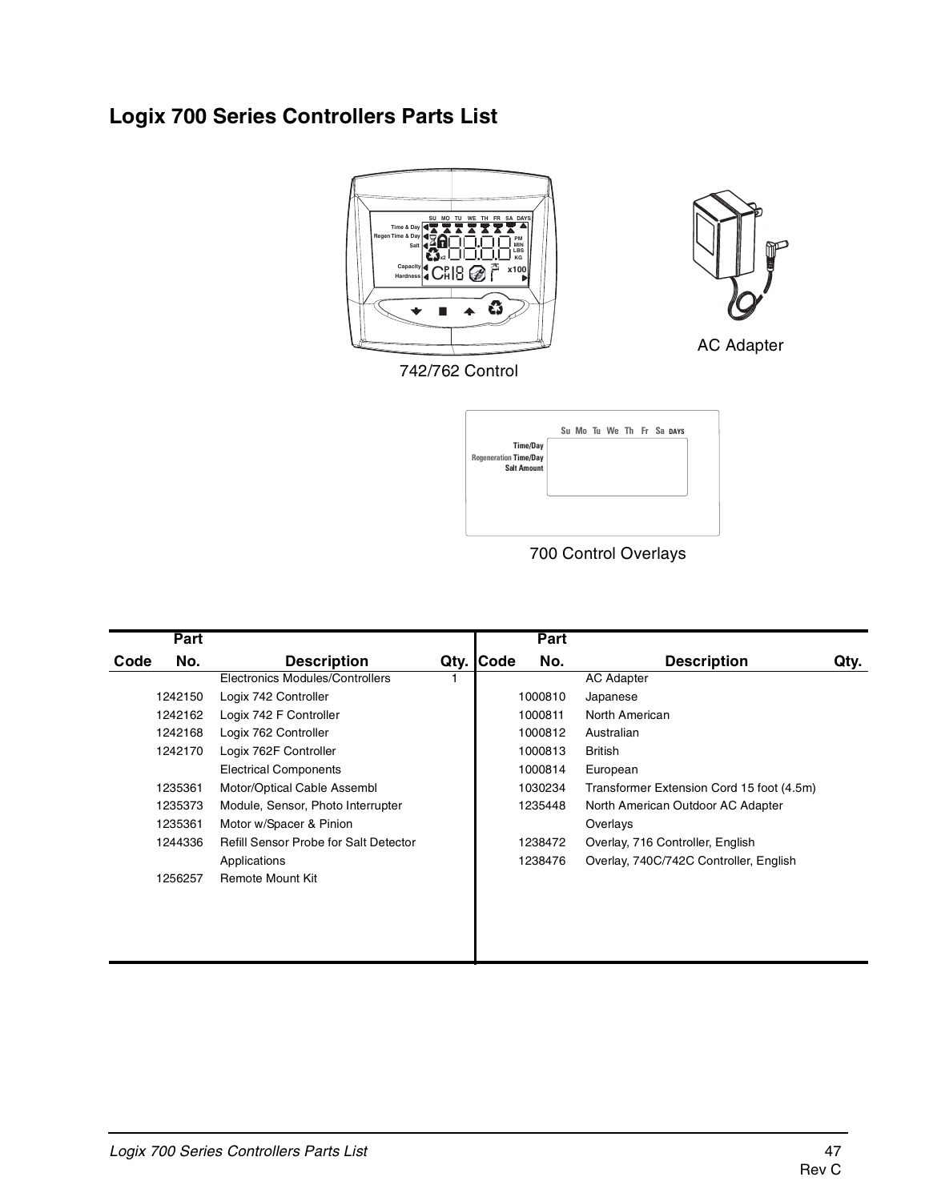## Logix 700 Series Controllers Parts List

742/762 Control

AC Adapter

700 Control Overlays

| Code | Part No. | Description | Qty. | Code | Part No. | Description | Qty. |
|---|---|---|---|---|---|---|---|
| | | Electronics Modules/Controllers | 1 | | | AC Adapter | |
| | 1242150 | Logix 742 Controller | | | 1000810 | Japanese | |
| | 1242162 | Logix 742 F Controller | | | 1000811 | North American | |
| | 1242168 | Logix 762 Controller | | | 1000812 | Australian | |
| | 1242170 | Logix 762F Controller | | | 1000813 | British | |
| | | Electrical Components | | | 1000814 | European | |
| | 1235361 | Motor/Optical Cable Assembl | | | 1030234 | Transformer Extension Cord 15 foot (4.5m) | |
| | 1235373 | Module, Sensor, Photo Interrupter | | | 1235448 | North American Outdoor AC Adapter | |
| | 1235361 | Motor w/Spacer & Pinion | | | | Overlays | |
| | 1244336 | Refill Sensor Probe for Salt Detector Applications | | | 1238472 | Overlay, 716 Controller, English | |
| | 1256257 | Remote Mount Kit | | | 1238476 | Overlay, 740C/742C Controller, English | |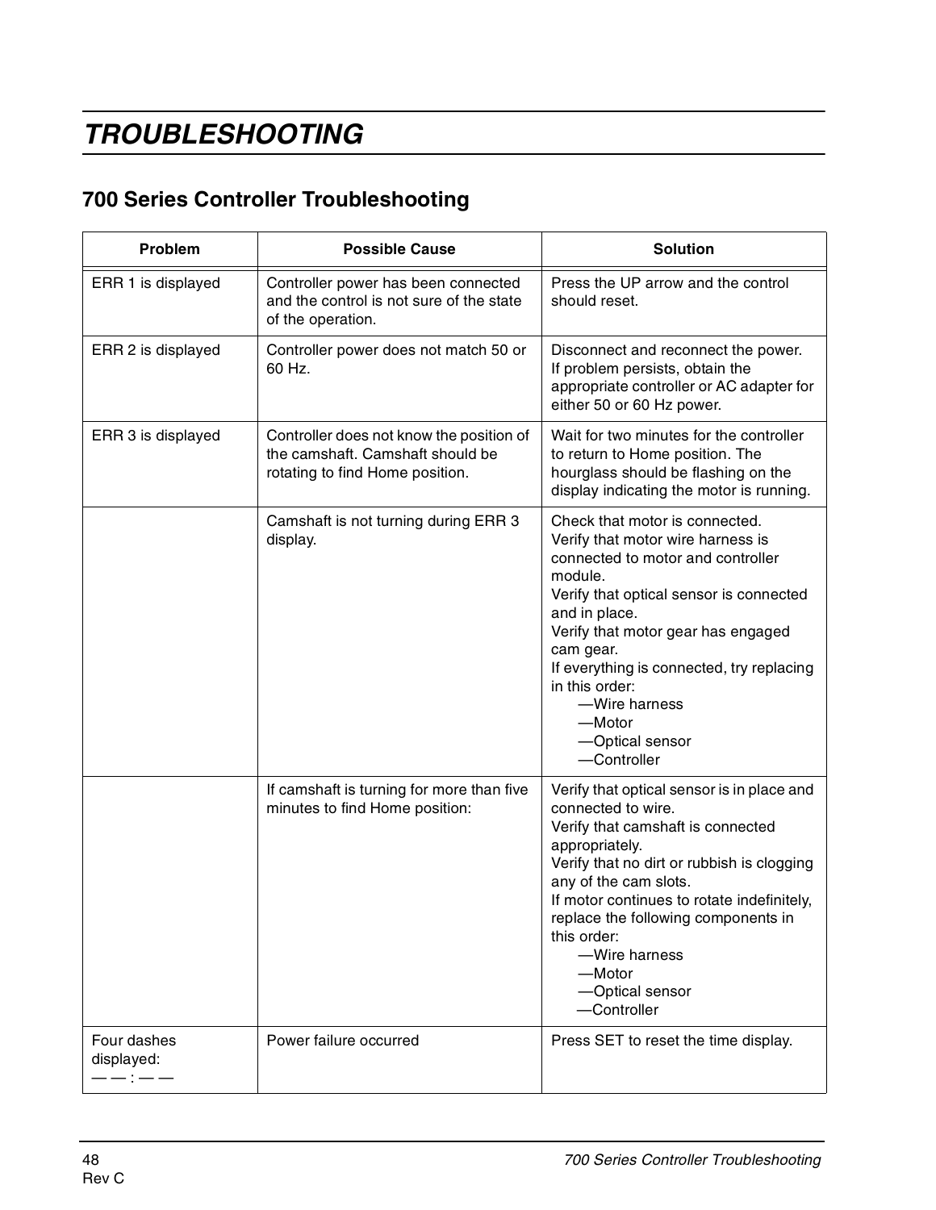# TROUBLESHOOTING

## 700 Series Controller Troubleshooting

| Problem | Possible Cause | Solution |
|---|---|---|
| ERR 1 is displayed | Controller power has been connected and the control is not sure of the state of the operation. | Press the UP arrow and the control should reset. |
| ERR 2 is displayed | Controller power does not match 50 or 60 Hz. | Disconnect and reconnect the power. If problem persists, obtain the appropriate controller or AC adapter for either 50 or 60 Hz power. |
| ERR 3 is displayed | Controller does not know the position of the camshaft. Camshaft should be rotating to find Home position. | Wait for two minutes for the controller to return to Home position. The hourglass should be flashing on the display indicating the motor is running. |
| | Camshaft is not turning during ERR 3 display. | Check that motor is connected.<br>Verify that motor wire harness is connected to motor and controller module.<br>Verify that optical sensor is connected and in place.<br>Verify that motor gear has engaged cam gear.<br>If everything is connected, try replacing in this order:<br>—Wire harness<br>—Motor<br>—Optical sensor<br>—Controller |
| | If camshaft is turning for more than five minutes to find Home position: | Verify that optical sensor is in place and connected to wire.<br>Verify that camshaft is connected appropriately.<br>Verify that no dirt or rubbish is clogging any of the cam slots.<br>If motor continues to rotate indefinitely, replace the following components in this order:<br>—Wire harness<br>—Motor<br>—Optical sensor<br>—Controller |
| Four dashes displayed:<br>— — : — — | Power failure occurred | Press SET to reset the time display. |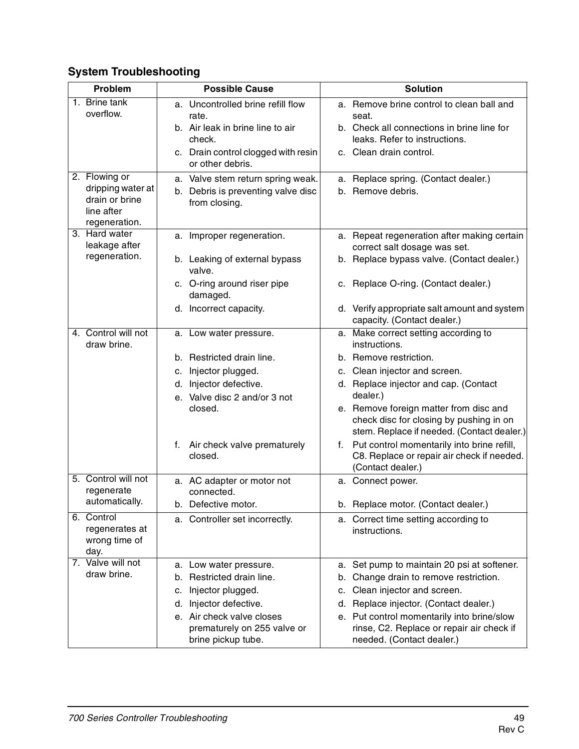## System Troubleshooting

| Problem | Possible Cause | Solution |
|---|---|---|
| 1. Brine tank overflow. | a. Uncontrolled brine refill flow rate.<br>b. Air leak in brine line to air check.<br>c. Drain control clogged with resin or other debris. | a. Remove brine control to clean ball and seat.<br>b. Check all connections in brine line for leaks. Refer to instructions.<br>c. Clean drain control. |
| 2. Flowing or dripping water at drain or brine line after regeneration. | a. Valve stem return spring weak.<br>b. Debris is preventing valve disc from closing. | a. Replace spring. (Contact dealer.)<br>b. Remove debris. |
| 3. Hard water leakage after regeneration. | a. Improper regeneration.<br>b. Leaking of external bypass valve.<br>c. O-ring around riser pipe damaged.<br>d. Incorrect capacity. | a. Repeat regeneration after making certain correct salt dosage was set.<br>b. Replace bypass valve. (Contact dealer.)<br>c. Replace O-ring. (Contact dealer.)<br>d. Verify appropriate salt amount and system capacity. (Contact dealer.) |
| 4. Control will not draw brine. | a. Low water pressure.<br>b. Restricted drain line.<br>c. Injector plugged.<br>d. Injector defective.<br>e. Valve disc 2 and/or 3 not closed.<br>f. Air check valve prematurely closed. | a. Make correct setting according to instructions.<br>b. Remove restriction.<br>c. Clean injector and screen.<br>d. Replace injector and cap. (Contact dealer.)<br>e. Remove foreign matter from disc and check disc for closing by pushing in on stem. Replace if needed. (Contact dealer.)<br>f. Put control momentarily into brine refill, C8. Replace or repair air check if needed. (Contact dealer.) |
| 5. Control will not regenerate automatically. | a. AC adapter or motor not connected.<br>b. Defective motor. | a. Connect power.<br>b. Replace motor. (Contact dealer.) |
| 6. Control regenerates at wrong time of day. | a. Controller set incorrectly. | a. Correct time setting according to instructions. |
| 7. Valve will not draw brine. | a. Low water pressure.<br>b. Restricted drain line.<br>c. Injector plugged.<br>d. Injector defective.<br>e. Air check valve closes prematurely on 255 valve or brine pickup tube. | a. Set pump to maintain 20 psi at softener.<br>b. Change drain to remove restriction.<br>c. Clean injector and screen.<br>d. Replace injector. (Contact dealer.)<br>e. Put control momentarily into brine/slow rinse, C2. Replace or repair air check if needed. (Contact dealer.) |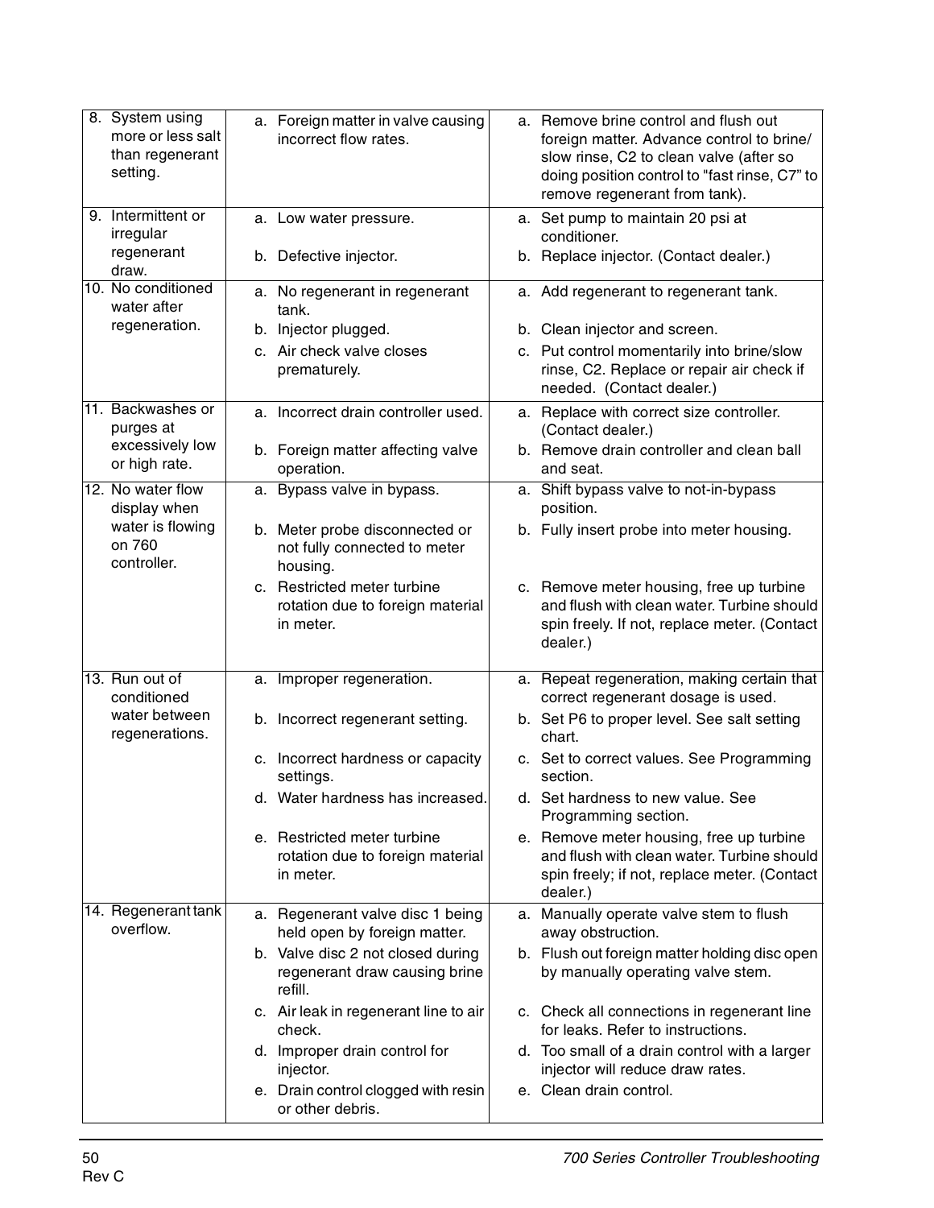| | | |
|---|---|---|
| 8. System using more or less salt than regenerant setting. | a. Foreign matter in valve causing incorrect flow rates. | a. Remove brine control and flush out foreign matter. Advance control to brine/ slow rinse, C2 to clean valve (after so doing position control to "fast rinse, C7" to remove regenerant from tank). |
| 9. Intermittent or irregular regenerant draw. | a. Low water pressure.<br>b. Defective injector. | a. Set pump to maintain 20 psi at conditioner.<br>b. Replace injector. (Contact dealer.) |
| 10. No conditioned water after regeneration. | a. No regenerant in regenerant tank.<br>b. Injector plugged.<br>c. Air check valve closes prematurely. | a. Add regenerant to regenerant tank.<br>b. Clean injector and screen.<br>c. Put control momentarily into brine/slow rinse, C2. Replace or repair air check if needed. (Contact dealer.) |
| 11. Backwashes or purges at excessively low or high rate. | a. Incorrect drain controller used.<br>b. Foreign matter affecting valve operation. | a. Replace with correct size controller. (Contact dealer.)<br>b. Remove drain controller and clean ball and seat. |
| 12. No water flow display when water is flowing on 760 controller. | a. Bypass valve in bypass.<br>b. Meter probe disconnected or not fully connected to meter housing.<br>c. Restricted meter turbine rotation due to foreign material in meter. | a. Shift bypass valve to not-in-bypass position.<br>b. Fully insert probe into meter housing.<br>c. Remove meter housing, free up turbine and flush with clean water. Turbine should spin freely. If not, replace meter. (Contact dealer.) |
| 13. Run out of conditioned water between regenerations. | a. Improper regeneration.<br>b. Incorrect regenerant setting.<br>c. Incorrect hardness or capacity settings.<br>d. Water hardness has increased.<br>e. Restricted meter turbine rotation due to foreign material in meter. | a. Repeat regeneration, making certain that correct regenerant dosage is used.<br>b. Set P6 to proper level. See salt setting chart.<br>c. Set to correct values. See Programming section.<br>d. Set hardness to new value. See Programming section.<br>e. Remove meter housing, free up turbine and flush with clean water. Turbine should spin freely; if not, replace meter. (Contact dealer.) |
| 14. Regenerant tank overflow. | a. Regenerant valve disc 1 being held open by foreign matter.<br>b. Valve disc 2 not closed during regenerant draw causing brine refill.<br>c. Air leak in regenerant line to air check.<br>d. Improper drain control for injector.<br>e. Drain control clogged with resin or other debris. | a. Manually operate valve stem to flush away obstruction.<br>b. Flush out foreign matter holding disc open by manually operating valve stem.<br>c. Check all connections in regenerant line for leaks. Refer to instructions.<br>d. Too small of a drain control with a larger injector will reduce draw rates.<br>e. Clean drain control. |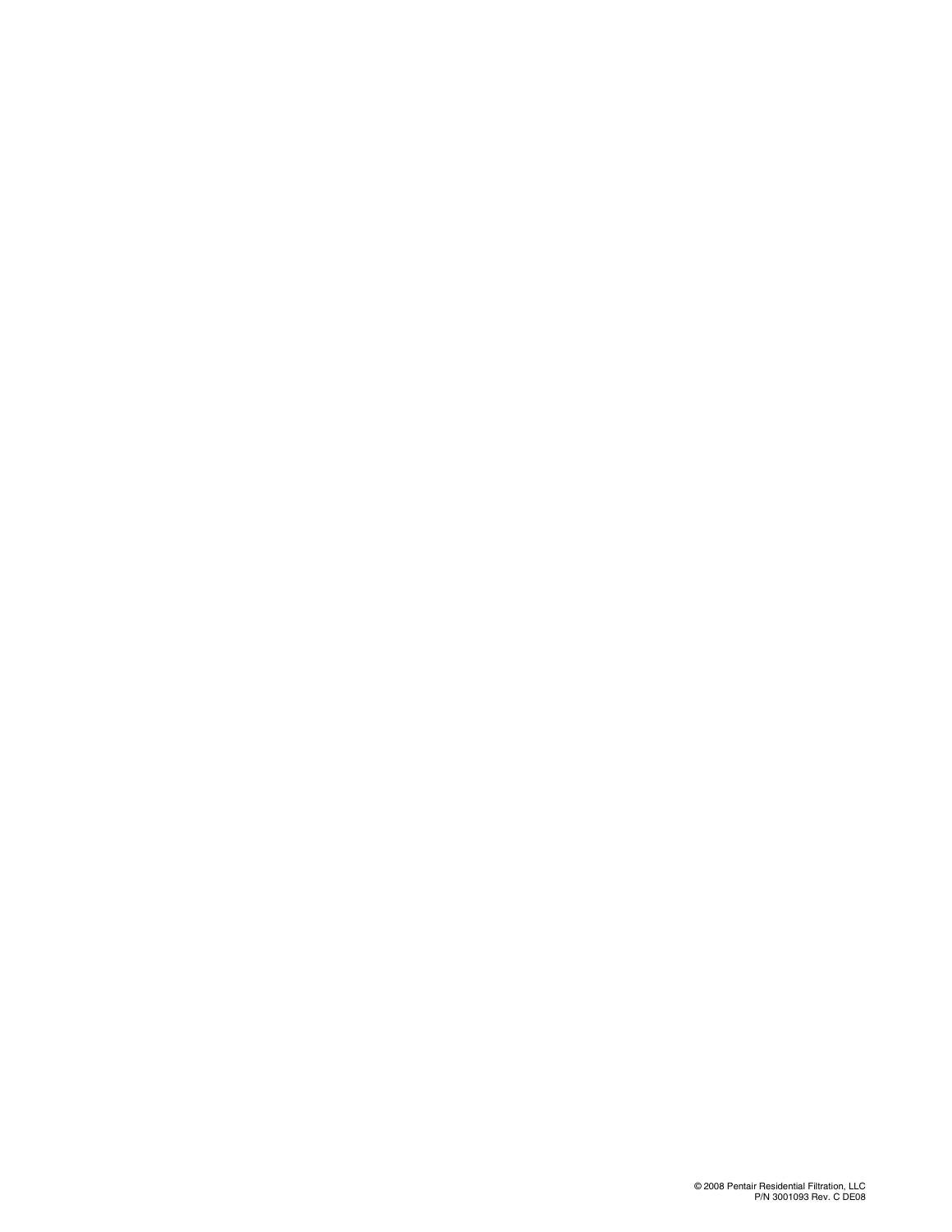© 2008 Pentair Residential Filtration, LLC
P/N 3001093 Rev. C DE08